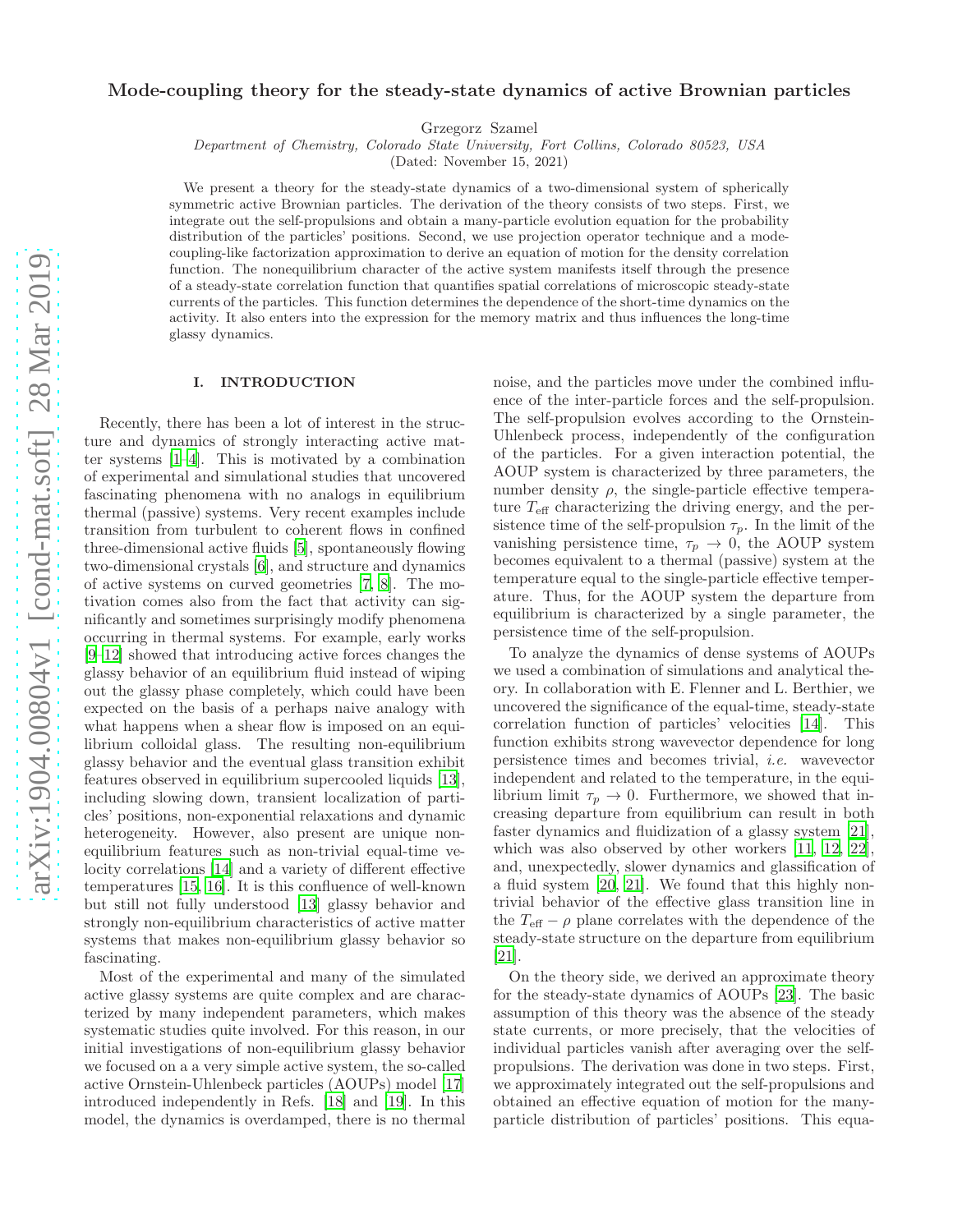# Mode-coupling theory for the steady-state dynamics of active Brownian particles

Grzegorz Szamel

*Department of Chemistry, Colorado State University, Fort Collins, Colorado 80523, USA*

(Dated: November 15, 2021)

We present a theory for the steady-state dynamics of a two-dimensional system of spherically symmetric active Brownian particles. The derivation of the theory consists of two steps. First, we integrate out the self-propulsions and obtain a many-particle evolution equation for the probability distribution of the particles' positions. Second, we use projection operator technique and a mode-coupling-like factorization approximation to derive an equation of motion for the density correlation function. The nonequilibrium character of the active system manifests itself through the presence of a steady-state correlation function that quantifies spatial correlations of microscopic steady-state currents of the particles. This function determines the dependence of the short-time dynamics on the activity. It also enters into the expression for the memory matrix and thus influences the long-time glassy dynamics.

## I. INTRODUCTION

Recently, there has been a lot of interest in the structure and dynamics of strongly interacting active matter systems [1–4]. This is motivated by a combination of experimental and simulational studies that uncovered fascinating phenomena with no analogs in equilibrium thermal (passive) systems. Very recent examples include transition from turbulent to coherent flows in confined three-dimensional active fluids [5], spontaneously flowing two-dimensional crystals [6], and structure and dynamics of active systems on curved geometries [7, 8]. The motivation comes also from the fact that activity can significantly and sometimes surprisingly modify phenomena occurring in thermal systems. For example, early works [9–12] showed that introducing active forces changes the glassy behavior of an equilibrium fluid instead of wiping out the glassy phase completely, which could have been expected on the basis of a perhaps naive analogy with what happens when a shear flow is imposed on an equilibrium colloidal glass. The resulting non-equilibrium glassy behavior and the eventual glass transition exhibit features observed in equilibrium supercooled liquids [13], including slowing down, transient localization of particles' positions, non-exponential relaxations and dynamic heterogeneity. However, also present are unique non-equilibrium features such as non-trivial equal-time velocity correlations [14] and a variety of different effective temperatures [15, 16]. It is this confluence of well-known but still not fully understood [13] glassy behavior and strongly non-equilibrium characteristics of active matter systems that makes non-equilibrium glassy behavior so fascinating.

Most of the experimental and many of the simulated active glassy systems are quite complex and are characterized by many independent parameters, which makes systematic studies quite involved. For this reason, in our initial investigations of non-equilibrium glassy behavior we focused on a a very simple active system, the so-called active Ornstein-Uhlenbeck particles (AOUPs) model [17] introduced independently in Refs. [18] and [19]. In this model, the dynamics is overdamped, there is no thermal noise, and the particles move under the combined influence of the inter-particle forces and the self-propulsion. The self-propulsion evolves according to the Ornstein-Uhlenbeck process, independently of the configuration of the particles. For a given interaction potential, the AOUP system is characterized by three parameters, the number density $\rho$, the single-particle effective temperature $T_{\mathrm{eff}}$ characterizing the driving energy, and the persistence time of the self-propulsion $\tau_p$. In the limit of the vanishing persistence time, $\tau_p \to 0$, the AOUP system becomes equivalent to a thermal (passive) system at the temperature equal to the single-particle effective temperature. Thus, for the AOUP system the departure from equilibrium is characterized by a single parameter, the persistence time of the self-propulsion.

To analyze the dynamics of dense systems of AOUPs we used a combination of simulations and analytical theory. In collaboration with E. Flenner and L. Berthier, we uncovered the significance of the equal-time, steady-state correlation function of particles' velocities [14]. This function exhibits strong wavevector dependence for long persistence times and becomes trivial, *i.e.* wavevector independent and related to the temperature, in the equilibrium limit $\tau_p \to 0$. Furthermore, we showed that increasing departure from equilibrium can result in both faster dynamics and fluidization of a glassy system [21], which was also observed by other workers [11, 12, 22], and, unexpectedly, slower dynamics and glassification of a fluid system [20, 21]. We found that this highly non-trivial behavior of the effective glass transition line in the $T_{\mathrm{eff}} - \rho$ plane correlates with the dependence of the steady-state structure on the departure from equilibrium [21].

On the theory side, we derived an approximate theory for the steady-state dynamics of AOUPs [23]. The basic assumption of this theory was the absence of the steady state currents, or more precisely, that the velocities of individual particles vanish after averaging over the self-propulsions. The derivation was done in two steps. First, we approximately integrated out the self-propulsions and obtained an effective equation of motion for the many-particle distribution of particles' positions. This equa-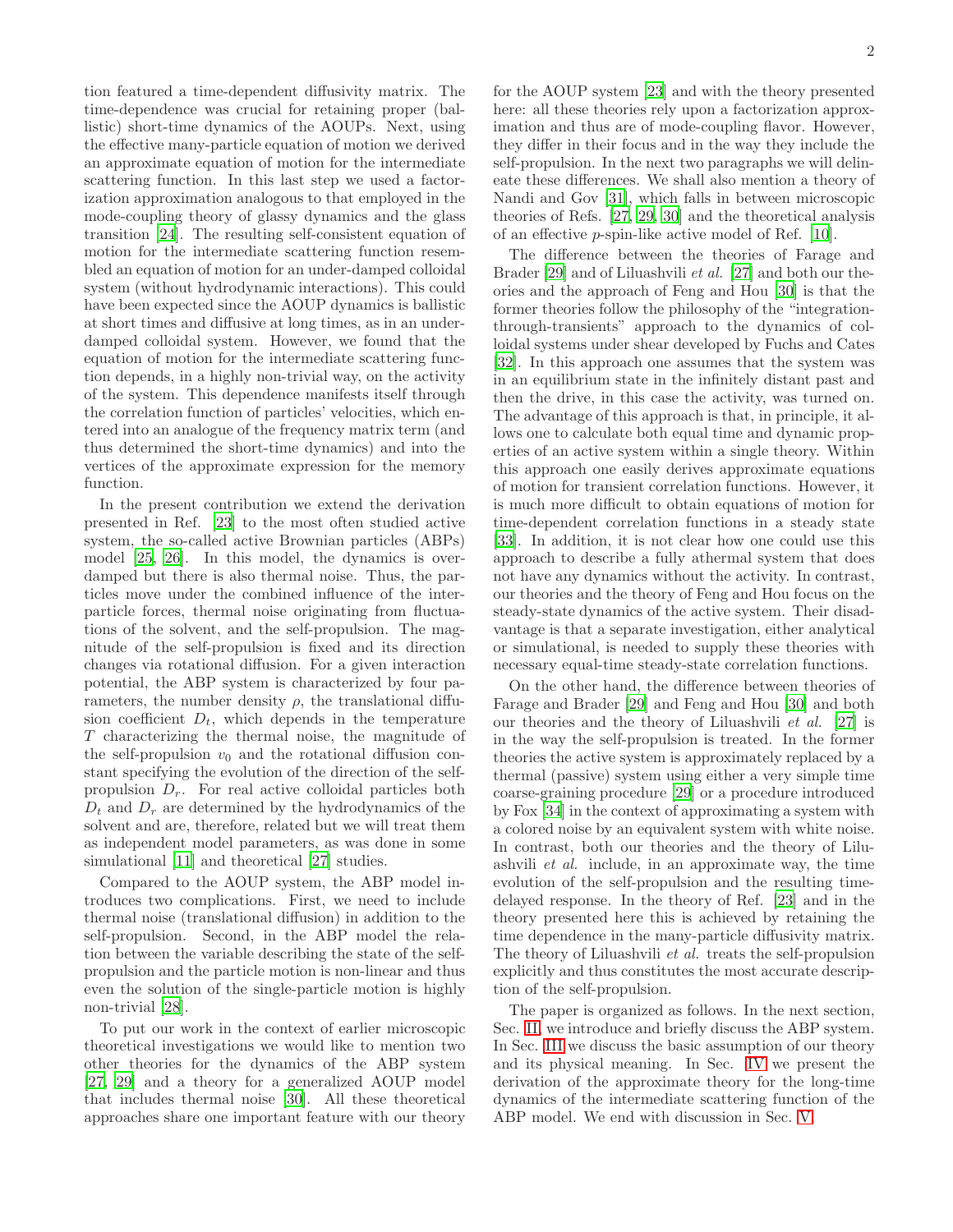tion featured a time-dependent diffusivity matrix. The time-dependence was crucial for retaining proper (ballistic) short-time dynamics of the AOUPs. Next, using the effective many-particle equation of motion we derived an approximate equation of motion for the intermediate scattering function. In this last step we used a factorization approximation analogous to that employed in the mode-coupling theory of glassy dynamics and the glass transition [24]. The resulting self-consistent equation of motion for the intermediate scattering function resembled an equation of motion for an under-damped colloidal system (without hydrodynamic interactions). This could have been expected since the AOUP dynamics is ballistic at short times and diffusive at long times, as in an under-damped colloidal system. However, we found that the equation of motion for the intermediate scattering function depends, in a highly non-trivial way, on the activity of the system. This dependence manifests itself through the correlation function of particles' velocities, which entered into an analogue of the frequency matrix term (and thus determined the short-time dynamics) and into the vertices of the approximate expression for the memory function.

In the present contribution we extend the derivation presented in Ref. [23] to the most often studied active system, the so-called active Brownian particles (ABPs) model [25, 26]. In this model, the dynamics is over-damped but there is also thermal noise. Thus, the particles move under the combined influence of the inter-particle forces, thermal noise originating from fluctuations of the solvent, and the self-propulsion. The magnitude of the self-propulsion is fixed and its direction changes via rotational diffusion. For a given interaction potential, the ABP system is characterized by four parameters, the number density $\rho$, the translational diffusion coefficient $D_t$, which depends in the temperature $T$ characterizing the thermal noise, the magnitude of the self-propulsion $v_0$ and the rotational diffusion constant specifying the evolution of the direction of the self-propulsion $D_r$. For real active colloidal particles both $D_t$ and $D_r$ are determined by the hydrodynamics of the solvent and are, therefore, related but we will treat them as independent model parameters, as was done in some simulational [11] and theoretical [27] studies.

Compared to the AOUP system, the ABP model introduces two complications. First, we need to include thermal noise (translational diffusion) in addition to the self-propulsion. Second, in the ABP model the relation between the variable describing the state of the self-propulsion and the particle motion is non-linear and thus even the solution of the single-particle motion is highly non-trivial [28].

To put our work in the context of earlier microscopic theoretical investigations we would like to mention two other theories for the dynamics of the ABP system [27, 29] and a theory for a generalized AOUP model that includes thermal noise [30]. All these theoretical approaches share one important feature with our theory for the AOUP system [23] and with the theory presented here: all these theories rely upon a factorization approximation and thus are of mode-coupling flavor. However, they differ in their focus and in the way they include the self-propulsion. In the next two paragraphs we will delineate these differences. We shall also mention a theory of Nandi and Gov [31], which falls in between microscopic theories of Refs. [27, 29, 30] and the theoretical analysis of an effective $p$-spin-like active model of Ref. [10].

The difference between the theories of Farage and Brader [29] and of Liluashvili *et al.* [27] and both our theories and the approach of Feng and Hou [30] is that the former theories follow the philosophy of the "integration-through-transients" approach to the dynamics of colloidal systems under shear developed by Fuchs and Cates [32]. In this approach one assumes that the system was in an equilibrium state in the infinitely distant past and then the drive, in this case the activity, was turned on. The advantage of this approach is that, in principle, it allows one to calculate both equal time and dynamic properties of an active system within a single theory. Within this approach one easily derives approximate equations of motion for transient correlation functions. However, it is much more difficult to obtain equations of motion for time-dependent correlation functions in a steady state [33]. In addition, it is not clear how one could use this approach to describe a fully athermal system that does not have any dynamics without the activity. In contrast, our theories and the theory of Feng and Hou focus on the steady-state dynamics of the active system. Their disadvantage is that a separate investigation, either analytical or simulational, is needed to supply these theories with necessary equal-time steady-state correlation functions.

On the other hand, the difference between theories of Farage and Brader [29] and Feng and Hou [30] and both our theories and the theory of Liluashvili *et al.* [27] is in the way the self-propulsion is treated. In the former theories the active system is approximately replaced by a thermal (passive) system using either a very simple time coarse-graining procedure [29] or a procedure introduced by Fox [34] in the context of approximating a system with a colored noise by an equivalent system with white noise. In contrast, both our theories and the theory of Liluashvili *et al.* include, in an approximate way, the time evolution of the self-propulsion and the resulting time-delayed response. In the theory of Ref. [23] and in the theory presented here this is achieved by retaining the time dependence in the many-particle diffusivity matrix. The theory of Liluashvili *et al.* treats the self-propulsion explicitly and thus constitutes the most accurate description of the self-propulsion.

The paper is organized as follows. In the next section, Sec. II, we introduce and briefly discuss the ABP system. In Sec. III we discuss the basic assumption of our theory and its physical meaning. In Sec. IV we present the derivation of the approximate theory for the long-time dynamics of the intermediate scattering function of the ABP model. We end with discussion in Sec. V.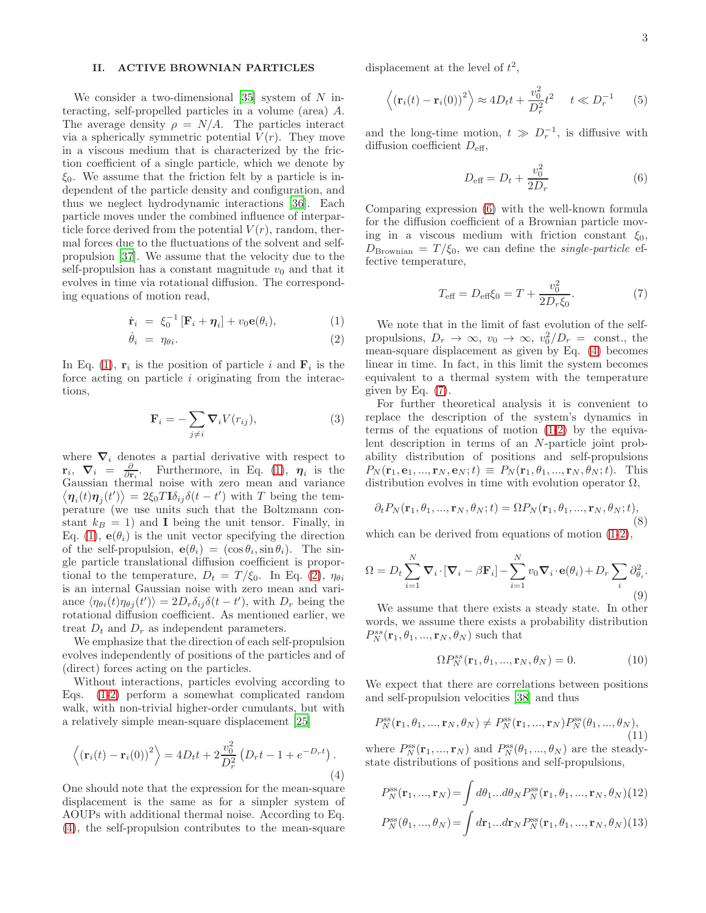## II. ACTIVE BROWNIAN PARTICLES

We consider a two-dimensional [35] system of $N$ interacting, self-propelled particles in a volume (area) $A$. The average density $\rho = N/A$. The particles interact via a spherically symmetric potential $V(r)$. They move in a viscous medium that is characterized by the friction coefficient of a single particle, which we denote by $\xi_0$. We assume that the friction felt by a particle is independent of the particle density and configuration, and thus we neglect hydrodynamic interactions [36]. Each particle moves under the combined influence of interparticle force derived from the potential $V(r)$, random, thermal forces due to the fluctuations of the solvent and self-propulsion [37]. We assume that the velocity due to the self-propulsion has a constant magnitude $v_0$ and that it evolves in time via rotational diffusion. The corresponding equations of motion read,

$$\dot{\mathbf{r}}_i = \xi_0^{-1}\left[\mathbf{F}_i + \boldsymbol{\eta}_i\right] + v_0 \mathbf{e}(\theta_i), \tag{1}$$

$$\dot{\theta}_i = \eta_{\theta i}. \tag{2}$$

In Eq. (1), $\mathbf{r}_i$ is the position of particle $i$ and $\mathbf{F}_i$ is the force acting on particle $i$ originating from the interactions,

$$\mathbf{F}_i = -\sum_{j\neq i} \boldsymbol{\nabla}_i V(r_{ij}), \tag{3}$$

where $\boldsymbol{\nabla}_i$ denotes a partial derivative with respect to $\mathbf{r}_i$, $\boldsymbol{\nabla}_i = \frac{\partial}{\partial \mathbf{r}_i}$. Furthermore, in Eq. (1), $\boldsymbol{\eta}_i$ is the Gaussian thermal noise with zero mean and variance $\left\langle \boldsymbol{\eta}_i(t)\boldsymbol{\eta}_j(t')\right\rangle = 2\xi_0 T \mathbf{I}\delta_{ij}\delta(t-t')$ with $T$ being the temperature (we use units such that the Boltzmann constant $k_B = 1$) and $\mathbf{I}$ being the unit tensor. Finally, in Eq. (1), $\mathbf{e}(\theta_i)$ is the unit vector specifying the direction of the self-propulsion, $\mathbf{e}(\theta_i) = (\cos\theta_i, \sin\theta_i)$. The single particle translational diffusion coefficient is proportional to the temperature, $D_t = T/\xi_0$. In Eq. (2), $\eta_{\theta i}$ is an internal Gaussian noise with zero mean and variance $\langle \eta_{\theta i}(t)\eta_{\theta j}(t')\rangle = 2D_r\delta_{ij}\delta(t-t')$, with $D_r$ being the rotational diffusion coefficient. As mentioned earlier, we treat $D_t$ and $D_r$ as independent parameters.

We emphasize that the direction of each self-propulsion evolves independently of positions of the particles and of (direct) forces acting on the particles.

Without interactions, particles evolving according to Eqs. (1-2) perform a somewhat complicated random walk, with non-trivial higher-order cumulants, but with a relatively simple mean-square displacement [25]

$$\left\langle \left(\mathbf{r}_i(t) - \mathbf{r}_i(0)\right)^2\right\rangle = 4D_t t + 2\frac{v_0^2}{D_r^2}\left(D_r t - 1 + e^{-D_r t}\right). \tag{4}$$

One should note that the expression for the mean-square displacement is the same as for a simpler system of AOUPs with additional thermal noise. According to Eq. (4), the self-propulsion contributes to the mean-square displacement at the level of $t^2$,

$$\left\langle \left(\mathbf{r}_i(t) - \mathbf{r}_i(0)\right)^2\right\rangle \approx 4D_t t + \frac{v_0^2}{D_r^2}t^2 \quad\quad t \ll D_r^{-1} \tag{5}$$

and the long-time motion, $t \gg D_r^{-1}$, is diffusive with diffusion coefficient $D_{\mathrm{eff}}$,

$$D_{\mathrm{eff}} = D_t + \frac{v_0^2}{2D_r} \tag{6}$$

Comparing expression (6) with the well-known formula for the diffusion coefficient of a Brownian particle moving in a viscous medium with friction constant $\xi_0$, $D_{\mathrm{Brownian}} = T/\xi_0$, we can define the *single-particle* effective temperature,

$$T_{\mathrm{eff}} = D_{\mathrm{eff}}\xi_0 = T + \frac{v_0^2}{2D_r\xi_0}. \tag{7}$$

We note that in the limit of fast evolution of the self-propulsions, $D_r \to \infty$, $v_0 \to \infty$, $v_0^2/D_r =$ const., the mean-square displacement as given by Eq. (4) becomes linear in time. In fact, in this limit the system becomes equivalent to a thermal system with the temperature given by Eq. (7).

For further theoretical analysis it is convenient to replace the description of the system's dynamics in terms of the equations of motion (1-2) by the equivalent description in terms of an $N$-particle joint probability distribution of positions and self-propulsions $P_N(\mathbf{r}_1, \mathbf{e}_1, ..., \mathbf{r}_N, \mathbf{e}_N; t) \equiv P_N(\mathbf{r}_1, \theta_1, ..., \mathbf{r}_N, \theta_N; t)$. This distribution evolves in time with evolution operator $\Omega$,

$$\partial_t P_N(\mathbf{r}_1, \theta_1, ..., \mathbf{r}_N, \theta_N; t) = \Omega P_N(\mathbf{r}_1, \theta_1, ..., \mathbf{r}_N, \theta_N; t), \tag{8}$$

which can be derived from equations of motion (1-2),

$$\Omega = D_t \sum_{i=1}^{N} \boldsymbol{\nabla}_i \cdot \left[\boldsymbol{\nabla}_i - \beta \mathbf{F}_i\right] - \sum_{i=1}^{N} v_0 \boldsymbol{\nabla}_i \cdot \mathbf{e}(\theta_i) + D_r \sum_i \partial_{\theta_i}^2. \tag{9}$$

We assume that there exists a steady state. In other words, we assume there exists a probability distribution $P_N^{ss}(\mathbf{r}_1, \theta_1, ..., \mathbf{r}_N, \theta_N)$ such that

$$\Omega P_N^{ss}(\mathbf{r}_1, \theta_1, ..., \mathbf{r}_N, \theta_N) = 0. \tag{10}$$

We expect that there are correlations between positions and self-propulsion velocities [38] and thus

$$P_N^{\mathrm{ss}}(\mathbf{r}_1, \theta_1, ..., \mathbf{r}_N, \theta_N) \neq P_N^{\mathrm{ss}}(\mathbf{r}_1, ..., \mathbf{r}_N) P_N^{\mathrm{ss}}(\theta_1, ..., \theta_N), \tag{11}$$

where $P_N^{\mathrm{ss}}(\mathbf{r}_1, ..., \mathbf{r}_N)$ and $P_N^{\mathrm{ss}}(\theta_1, ..., \theta_N)$ are the steady-state distributions of positions and self-propulsions,

$$P_N^{\mathrm{ss}}(\mathbf{r}_1, ..., \mathbf{r}_N) = \int d\theta_1 ... d\theta_N P_N^{\mathrm{ss}}(\mathbf{r}_1, \theta_1, ..., \mathbf{r}_N, \theta_N) \tag{12}$$

$$P_N^{\mathrm{ss}}(\theta_1, ..., \theta_N) = \int d\mathbf{r}_1 ... d\mathbf{r}_N P_N^{\mathrm{ss}}(\mathbf{r}_1, \theta_1, ..., \mathbf{r}_N, \theta_N) \tag{13}$$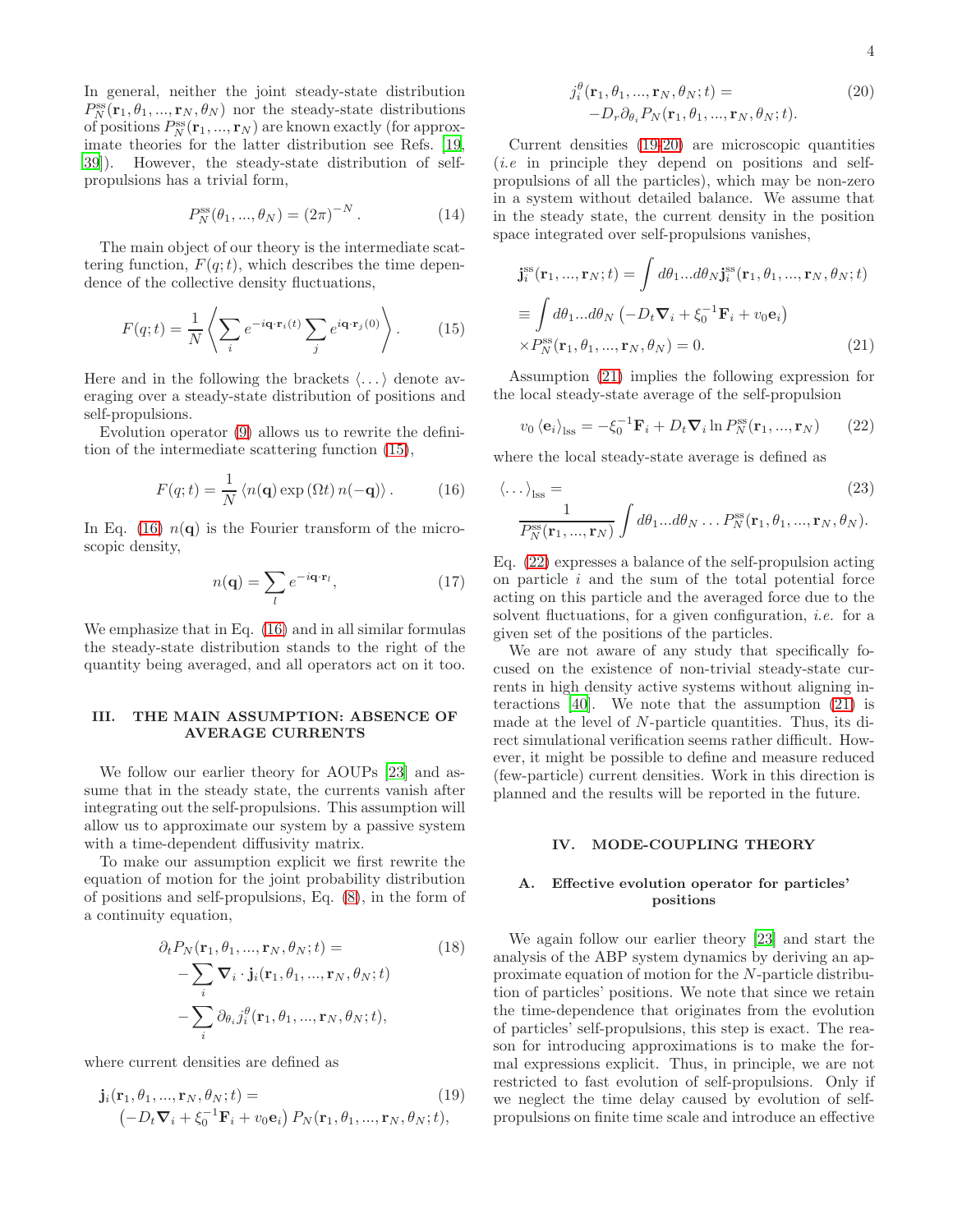In general, neither the joint steady-state distribution $P_N^{\rm ss}(\mathbf{r}_1, \theta_1, ..., \mathbf{r}_N, \theta_N)$ nor the steady-state distributions of positions $P_N^{\rm ss}(\mathbf{r}_1, ..., \mathbf{r}_N)$ are known exactly (for approximate theories for the latter distribution see Refs. [19, 39]). However, the steady-state distribution of self-propulsions has a trivial form,

$$P_N^{\rm ss}(\theta_1, ..., \theta_N) = (2\pi)^{-N}. \tag{14}$$

The main object of our theory is the intermediate scattering function, $F(q;t)$, which describes the time dependence of the collective density fluctuations,

$$F(q;t) = \frac{1}{N}\left\langle \sum_i e^{-i\mathbf{q}\cdot\mathbf{r}_i(t)} \sum_j e^{i\mathbf{q}\cdot\mathbf{r}_j(0)} \right\rangle. \tag{15}$$

Here and in the following the brackets $\langle \dots \rangle$ denote averaging over a steady-state distribution of positions and self-propulsions.

Evolution operator (9) allows us to rewrite the definition of the intermediate scattering function (15),

$$F(q;t) = \frac{1}{N}\left\langle n(\mathbf{q}) \exp\left(\Omega t\right) n(-\mathbf{q}) \right\rangle. \tag{16}$$

In Eq. (16) $n(\mathbf{q})$ is the Fourier transform of the microscopic density,

$$n(\mathbf{q}) = \sum_l e^{-i\mathbf{q}\cdot\mathbf{r}_l}, \tag{17}$$

We emphasize that in Eq. (16) and in all similar formulas the steady-state distribution stands to the right of the quantity being averaged, and all operators act on it too.

## III. THE MAIN ASSUMPTION: ABSENCE OF AVERAGE CURRENTS

We follow our earlier theory for AOUPs [23] and assume that in the steady state, the currents vanish after integrating out the self-propulsions. This assumption will allow us to approximate our system by a passive system with a time-dependent diffusivity matrix.

To make our assumption explicit we first rewrite the equation of motion for the joint probability distribution of positions and self-propulsions, Eq. (8), in the form of a continuity equation,

$$\begin{aligned}
\partial_t P_N(\mathbf{r}_1, \theta_1, ..., \mathbf{r}_N, \theta_N; t) = \\
-\sum_i \boldsymbol{\nabla}_i \cdot \mathbf{j}_i(\mathbf{r}_1, \theta_1, ..., \mathbf{r}_N, \theta_N; t) \\
-\sum_i \partial_{\theta_i} j_i^\theta(\mathbf{r}_1, \theta_1, ..., \mathbf{r}_N, \theta_N; t),
\end{aligned} \tag{18}$$

where current densities are defined as

$$\begin{aligned}
\mathbf{j}_i(\mathbf{r}_1, \theta_1, ..., \mathbf{r}_N, \theta_N; t) = \\
\left(-D_t \boldsymbol{\nabla}_i + \xi_0^{-1}\mathbf{F}_i + v_0 \mathbf{e}_i\right) P_N(\mathbf{r}_1, \theta_1, ..., \mathbf{r}_N, \theta_N; t),
\end{aligned} \tag{19}$$

$$\begin{aligned}
j_i^\theta(\mathbf{r}_1, \theta_1, ..., \mathbf{r}_N, \theta_N; t) = \\
-D_r \partial_{\theta_i} P_N(\mathbf{r}_1, \theta_1, ..., \mathbf{r}_N, \theta_N; t).
\end{aligned} \tag{20}$$

Current densities (19-20) are microscopic quantities (*i.e* in principle they depend on positions and self-propulsions of all the particles), which may be non-zero in a system without detailed balance. We assume that in the steady state, the current density in the position space integrated over self-propulsions vanishes,

$$\begin{aligned}
&\mathbf{j}_i^{\rm ss}(\mathbf{r}_1, ..., \mathbf{r}_N; t) = \int d\theta_1 ... d\theta_N \mathbf{j}_i^{\rm ss}(\mathbf{r}_1, \theta_1, ..., \mathbf{r}_N, \theta_N; t) \\
&\equiv \int d\theta_1 ... d\theta_N \left(-D_t \boldsymbol{\nabla}_i + \xi_0^{-1}\mathbf{F}_i + v_0 \mathbf{e}_i\right) \\
&\times P_N^{\rm ss}(\mathbf{r}_1, \theta_1, ..., \mathbf{r}_N, \theta_N) = 0.
\end{aligned} \tag{21}$$

Assumption (21) implies the following expression for the local steady-state average of the self-propulsion

$$v_0 \left\langle \mathbf{e}_i \right\rangle_{\rm lss} = -\xi_0^{-1}\mathbf{F}_i + D_t \boldsymbol{\nabla}_i \ln P_N^{\rm ss}(\mathbf{r}_1, ..., \mathbf{r}_N) \tag{22}$$

where the local steady-state average is defined as

$$\begin{aligned}
&\left\langle \dots \right\rangle_{\rm lss} = \\
&\frac{1}{P_N^{\rm ss}(\mathbf{r}_1, ..., \mathbf{r}_N)} \int d\theta_1 ... d\theta_N \dots P_N^{\rm ss}(\mathbf{r}_1, \theta_1, ..., \mathbf{r}_N, \theta_N).
\end{aligned} \tag{23}$$

Eq. (22) expresses a balance of the self-propulsion acting on particle $i$ and the sum of the total potential force acting on this particle and the averaged force due to the solvent fluctuations, for a given configuration, *i.e.* for a given set of the positions of the particles.

We are not aware of any study that specifically focused on the existence of non-trivial steady-state currents in high density active systems without aligning interactions [40]. We note that the assumption (21) is made at the level of $N$-particle quantities. Thus, its direct simulational verification seems rather difficult. However, it might be possible to define and measure reduced (few-particle) current densities. Work in this direction is planned and the results will be reported in the future.

## IV. MODE-COUPLING THEORY

### A. Effective evolution operator for particles' positions

We again follow our earlier theory [23] and start the analysis of the ABP system dynamics by deriving an approximate equation of motion for the $N$-particle distribution of particles' positions. We note that since we retain the time-dependence that originates from the evolution of particles' self-propulsions, this step is exact. The reason for introducing approximations is to make the formal expressions explicit. Thus, in principle, we are not restricted to fast evolution of self-propulsions. Only if we neglect the time delay caused by evolution of self-propulsions on finite time scale and introduce an effective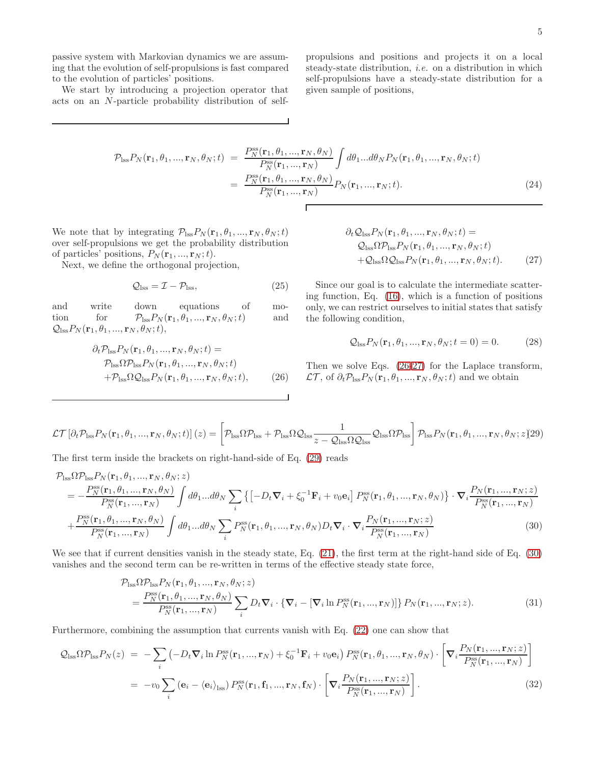passive system with Markovian dynamics we are assuming that the evolution of self-propulsions is fast compared to the evolution of particles' positions.

We start by introducing a projection operator that acts on an $N$-particle probability distribution of self-propulsions and positions and projects it on a local steady-state distribution, *i.e.* on a distribution in which self-propulsions have a steady-state distribution for a given sample of positions,

$$
\begin{aligned}
\mathcal{P}_{\rm lss} P_N(\mathbf{r}_1,\theta_1,...,\mathbf{r}_N,\theta_N;t) &= \frac{P_N^{\rm ss}(\mathbf{r}_1,\theta_1,...,\mathbf{r}_N,\theta_N)}{P_N^{\rm ss}(\mathbf{r}_1,...,\mathbf{r}_N)} \int d\theta_1...d\theta_N P_N(\mathbf{r}_1,\theta_1,...,\mathbf{r}_N,\theta_N;t) \\
&= \frac{P_N^{\rm ss}(\mathbf{r}_1,\theta_1,...,\mathbf{r}_N,\theta_N)}{P_N^{\rm ss}(\mathbf{r}_1,...,\mathbf{r}_N)} P_N(\mathbf{r}_1,...,\mathbf{r}_N;t). \qquad (24)
\end{aligned}
$$

We note that by integrating $\mathcal{P}_{\rm lss} P_N(\mathbf{r}_1,\theta_1,...,\mathbf{r}_N,\theta_N;t)$ over self-propulsions we get the probability distribution of particles' positions, $P_N(\mathbf{r}_1,...,\mathbf{r}_N;t)$.

Next, we define the orthogonal projection,

$$
\mathcal{Q}_{\rm lss} = \mathcal{I} - \mathcal{P}_{\rm lss}, \qquad (25)
$$

and write down equations of motion for $\mathcal{P}_{\rm lss} P_N(\mathbf{r}_1,\theta_1,...,\mathbf{r}_N,\theta_N;t)$ and $\mathcal{Q}_{\rm lss} P_N(\mathbf{r}_1,\theta_1,...,\mathbf{r}_N,\theta_N;t)$,

$$
\begin{aligned}
&\partial_t \mathcal{P}_{\rm lss} P_N(\mathbf{r}_1,\theta_1,...,\mathbf{r}_N,\theta_N;t) = \\
&\quad \mathcal{P}_{\rm lss}\Omega\mathcal{P}_{\rm lss} P_N(\mathbf{r}_1,\theta_1,...,\mathbf{r}_N,\theta_N;t) \\
&\quad + \mathcal{P}_{\rm lss}\Omega\mathcal{Q}_{\rm lss} P_N(\mathbf{r}_1,\theta_1,...,\mathbf{r}_N,\theta_N;t), \qquad (26)
\end{aligned}
$$

$$
\begin{aligned}
&\partial_t \mathcal{Q}_{\rm lss} P_N(\mathbf{r}_1,\theta_1,...,\mathbf{r}_N,\theta_N;t) = \\
&\quad \mathcal{Q}_{\rm lss}\Omega\mathcal{P}_{\rm lss} P_N(\mathbf{r}_1,\theta_1,...,\mathbf{r}_N,\theta_N;t) \\
&\quad + \mathcal{Q}_{\rm lss}\Omega\mathcal{Q}_{\rm lss} P_N(\mathbf{r}_1,\theta_1,...,\mathbf{r}_N,\theta_N;t). \qquad (27)
\end{aligned}
$$

Since our goal is to calculate the intermediate scattering function, Eq. (16), which is a function of positions only, we can restrict ourselves to initial states that satisfy the following condition,

$$
\mathcal{Q}_{\rm lss} P_N(\mathbf{r}_1,\theta_1,...,\mathbf{r}_N,\theta_N;t=0) = 0. \qquad (28)
$$

Then we solve Eqs. (26-27) for the Laplace transform, $\mathcal{LT}$, of $\partial_t \mathcal{P}_{\rm lss} P_N(\mathbf{r}_1,\theta_1,...,\mathbf{r}_N,\theta_N;t)$ and we obtain

$$
\mathcal{LT}\left[\partial_t \mathcal{P}_{\rm lss} P_N(\mathbf{r}_1,\theta_1,...,\mathbf{r}_N,\theta_N;t)\right](z) = \left[\mathcal{P}_{\rm lss}\Omega\mathcal{P}_{\rm lss} + \mathcal{P}_{\rm lss}\Omega\mathcal{Q}_{\rm lss}\frac{1}{z-\mathcal{Q}_{\rm lss}\Omega\mathcal{Q}_{\rm lss}}\mathcal{Q}_{\rm lss}\Omega\mathcal{P}_{\rm lss}\right]\mathcal{P}_{\rm lss} P_N(\mathbf{r}_1,\theta_1,...,\mathbf{r}_N,\theta_N;z) \qquad (29)
$$

The first term inside the brackets on right-hand-side of Eq. (29) reads

$$
\begin{aligned}
&\mathcal{P}_{\rm lss}\Omega\mathcal{P}_{\rm lss} P_N(\mathbf{r}_1,\theta_1,...,\mathbf{r}_N,\theta_N;z) \\
&= -\frac{P_N^{\rm ss}(\mathbf{r}_1,\theta_1,...,\mathbf{r}_N,\theta_N)}{P_N^{\rm ss}(\mathbf{r}_1,...,\mathbf{r}_N)} \int d\theta_1...d\theta_N \sum_i \left\{\left[-D_t\boldsymbol{\nabla}_i + \xi_0^{-1}\mathbf{F}_i + v_0\mathbf{e}_i\right] P_N^{\rm ss}(\mathbf{r}_1,\theta_1,...,\mathbf{r}_N,\theta_N)\right\}\cdot\boldsymbol{\nabla}_i\frac{P_N(\mathbf{r}_1,...,\mathbf{r}_N;z)}{P_N^{\rm ss}(\mathbf{r}_1,...,\mathbf{r}_N)} \\
&+ \frac{P_N^{\rm ss}(\mathbf{r}_1,\theta_1,...,\mathbf{r}_N,\theta_N)}{P_N^{\rm ss}(\mathbf{r}_1,...,\mathbf{r}_N)} \int d\theta_1...d\theta_N \sum_i P_N^{\rm ss}(\mathbf{r}_1,\theta_1,...,\mathbf{r}_N,\theta_N) D_t\boldsymbol{\nabla}_i\cdot\boldsymbol{\nabla}_i\frac{P_N(\mathbf{r}_1,...,\mathbf{r}_N;z)}{P_N^{\rm ss}(\mathbf{r}_1,...,\mathbf{r}_N)} \qquad (30)
\end{aligned}
$$

We see that if current densities vanish in the steady state, Eq. (21), the first term at the right-hand side of Eq. (30) vanishes and the second term can be re-written in terms of the effective steady state force,

$$
\begin{aligned}
&\mathcal{P}_{\rm lss}\Omega\mathcal{P}_{\rm lss} P_N(\mathbf{r}_1,\theta_1,...,\mathbf{r}_N,\theta_N;z) \\
&= \frac{P_N^{\rm ss}(\mathbf{r}_1,\theta_1,...,\mathbf{r}_N,\theta_N)}{P_N^{\rm ss}(\mathbf{r}_1,...,\mathbf{r}_N)} \sum_i D_t\boldsymbol{\nabla}_i\cdot\left\{\boldsymbol{\nabla}_i - \left[\boldsymbol{\nabla}_i \ln P_N^{\rm ss}(\mathbf{r}_1,...,\mathbf{r}_N)\right]\right\} P_N(\mathbf{r}_1,...,\mathbf{r}_N;z). \qquad (31)
\end{aligned}
$$

Furthermore, combining the assumption that currents vanish with Eq. (22) one can show that

$$
\begin{aligned}
\mathcal{Q}_{\rm lss}\Omega\mathcal{P}_{\rm lss} P_N(z) &= -\sum_i \left(-D_t\boldsymbol{\nabla}_i \ln P_N^{\rm ss}(\mathbf{r}_1,...,\mathbf{r}_N) + \xi_0^{-1}\mathbf{F}_i + v_0\mathbf{e}_i\right) P_N^{\rm ss}(\mathbf{r}_1,\theta_1,...,\mathbf{r}_N,\theta_N)\cdot\left[\boldsymbol{\nabla}_i\frac{P_N(\mathbf{r}_1,...,\mathbf{r}_N;z)}{P_N^{\rm ss}(\mathbf{r}_1,...,\mathbf{r}_N)}\right] \\
&= -v_0\sum_i \left(\mathbf{e}_i - \langle\mathbf{e}_i\rangle_{\rm lss}\right) P_N^{\rm ss}(\mathbf{r}_1,\mathbf{f}_1,...,\mathbf{r}_N,\mathbf{f}_N)\cdot\left[\boldsymbol{\nabla}_i\frac{P_N(\mathbf{r}_1,...,\mathbf{r}_N;z)}{P_N^{\rm ss}(\mathbf{r}_1,...,\mathbf{r}_N)}\right]. \qquad (32)
\end{aligned}
$$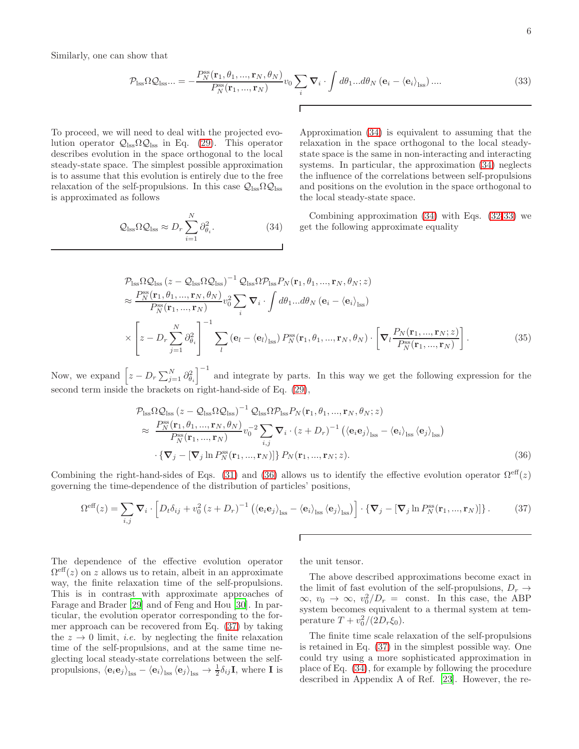Similarly, one can show that

$$
\mathcal{P}_{\text{lss}}\Omega\mathcal{Q}_{\text{lss}}... = -\frac{P_N^{\text{ss}}(\mathbf{r}_1,\theta_1,...,\mathbf{r}_N,\theta_N)}{P_N^{\text{ss}}(\mathbf{r}_1,...,\mathbf{r}_N)} v_0 \sum_i \boldsymbol{\nabla}_i \cdot \int d\theta_1...d\theta_N \left(\mathbf{e}_i - \left<\mathbf{e}_i\right>_{\text{lss}}\right).... \tag{33}
$$

To proceed, we will need to deal with the projected evolution operator $\mathcal{Q}_{\text{lss}}\Omega\mathcal{Q}_{\text{lss}}$ in Eq. (29). This operator describes evolution in the space orthogonal to the local steady-state space. The simplest possible approximation is to assume that this evolution is entirely due to the free relaxation of the self-propulsions. In this case $\mathcal{Q}_{\text{lss}}\Omega\mathcal{Q}_{\text{lss}}$ is approximated as follows

$$
\mathcal{Q}_{\text{lss}}\Omega\mathcal{Q}_{\text{lss}} \approx D_r \sum_{i=1}^N \partial_{\theta_i}^2. \tag{34}
$$

Approximation (34) is equivalent to assuming that the relaxation in the space orthogonal to the local steady-state space is the same in non-interacting and interacting systems. In particular, the approximation (34) neglects the influence of the correlations between self-propulsions and positions on the evolution in the space orthogonal to the local steady-state space.

Combining approximation (34) with Eqs. (32,33) we get the following approximate equality

$$
\begin{aligned}
&\mathcal{P}_{\text{lss}}\Omega\mathcal{Q}_{\text{lss}}\left(z-\mathcal{Q}_{\text{lss}}\Omega\mathcal{Q}_{\text{lss}}\right)^{-1}\mathcal{Q}_{\text{lss}}\Omega\mathcal{P}_{\text{lss}}P_N(\mathbf{r}_1,\theta_1,...,\mathbf{r}_N,\theta_N;z) \\
&\approx \frac{P_N^{\text{ss}}(\mathbf{r}_1,\theta_1,...,\mathbf{r}_N,\theta_N)}{P_N^{\text{ss}}(\mathbf{r}_1,...,\mathbf{r}_N)} v_0^2 \sum_i \boldsymbol{\nabla}_i \cdot \int d\theta_1...d\theta_N \left(\mathbf{e}_i - \left<\mathbf{e}_i\right>_{\text{lss}}\right) \\
&\times \left[z - D_r \sum_{j=1}^N \partial_{\theta_i}^2\right]^{-1} \sum_l \left(\mathbf{e}_l - \left<\mathbf{e}_l\right>_{\text{lss}}\right) P_N^{\text{ss}}(\mathbf{r}_1,\theta_1,...,\mathbf{r}_N,\theta_N)\cdot\left[\boldsymbol{\nabla}_l \frac{P_N(\mathbf{r}_1,...,\mathbf{r}_N;z)}{P_N^{\text{ss}}(\mathbf{r}_1,...,\mathbf{r}_N)}\right].
\end{aligned} \tag{35}
$$

Now, we expand $\left[z - D_r \sum_{j=1}^N \partial_{\theta_i}^2\right]^{-1}$ and integrate by parts. In this way we get the following expression for the second term inside the brackets on right-hand-side of Eq. (29),

$$
\begin{aligned}
&\mathcal{P}_{\text{lss}}\Omega\mathcal{Q}_{\text{lss}}\left(z-\mathcal{Q}_{\text{lss}}\Omega\mathcal{Q}_{\text{lss}}\right)^{-1}\mathcal{Q}_{\text{lss}}\Omega\mathcal{P}_{\text{lss}}P_N(\mathbf{r}_1,\theta_1,...,\mathbf{r}_N,\theta_N;z) \\
&\approx \frac{P_N^{\text{ss}}(\mathbf{r}_1,\theta_1,...,\mathbf{r}_N,\theta_N)}{P_N^{\text{ss}}(\mathbf{r}_1,...,\mathbf{r}_N)} v_0^{-2} \sum_{i,j} \boldsymbol{\nabla}_i \cdot (z+D_r)^{-1}\left(\left<\mathbf{e}_i\mathbf{e}_j\right>_{\text{lss}} - \left<\mathbf{e}_i\right>_{\text{lss}}\left<\mathbf{e}_j\right>_{\text{lss}}\right) \\
&\cdot \left\{\boldsymbol{\nabla}_j - \left[\boldsymbol{\nabla}_j \ln P_N^{\text{ss}}(\mathbf{r}_1,...,\mathbf{r}_N)\right]\right\} P_N(\mathbf{r}_1,...,\mathbf{r}_N;z).
\end{aligned} \tag{36}
$$

Combining the right-hand-sides of Eqs. (31) and (36) allows us to identify the effective evolution operator $\Omega^{\text{eff}}(z)$ governing the time-dependence of the distribution of particles' positions,

$$
\Omega^{\text{eff}}(z) = \sum_{i,j} \boldsymbol{\nabla}_i \cdot \left[D_t\delta_{ij} + v_0^2 (z+D_r)^{-1}\left(\left<\mathbf{e}_i\mathbf{e}_j\right>_{\text{lss}} - \left<\mathbf{e}_i\right>_{\text{lss}}\left<\mathbf{e}_j\right>_{\text{lss}}\right)\right] \cdot \left\{\boldsymbol{\nabla}_j - \left[\boldsymbol{\nabla}_j \ln P_N^{\text{ss}}(\mathbf{r}_1,...,\mathbf{r}_N)\right]\right\}. \tag{37}
$$

The dependence of the effective evolution operator $\Omega^{\text{eff}}(z)$ on $z$ allows us to retain, albeit in an approximate way, the finite relaxation time of the self-propulsions. This is in contrast with approximate approaches of Farage and Brader [29] and of Feng and Hou [30]. In particular, the evolution operator corresponding to the former approach can be recovered from Eq. (37) by taking the $z \to 0$ limit, *i.e.* by neglecting the finite relaxation time of the self-propulsions, and at the same time neglecting local steady-state correlations between the self-propulsions, $\left<\mathbf{e}_i\mathbf{e}_j\right>_{\text{lss}} - \left<\mathbf{e}_i\right>_{\text{lss}}\left<\mathbf{e}_j\right>_{\text{lss}} \to \frac{1}{2}\delta_{ij}\mathbf{I}$, where $\mathbf{I}$ is the unit tensor.

The above described approximations become exact in the limit of fast evolution of the self-propulsions, $D_r \to \infty$, $v_0 \to \infty$, $v_0^2/D_r =$ const. In this case, the ABP system becomes equivalent to a thermal system at temperature $T + v_0^2/(2D_r\xi_0)$.

The finite time scale relaxation of the self-propulsions is retained in Eq. (37) in the simplest possible way. One could try using a more sophisticated approximation in place of Eq. (34), for example by following the procedure described in Appendix A of Ref. [23]. However, the re-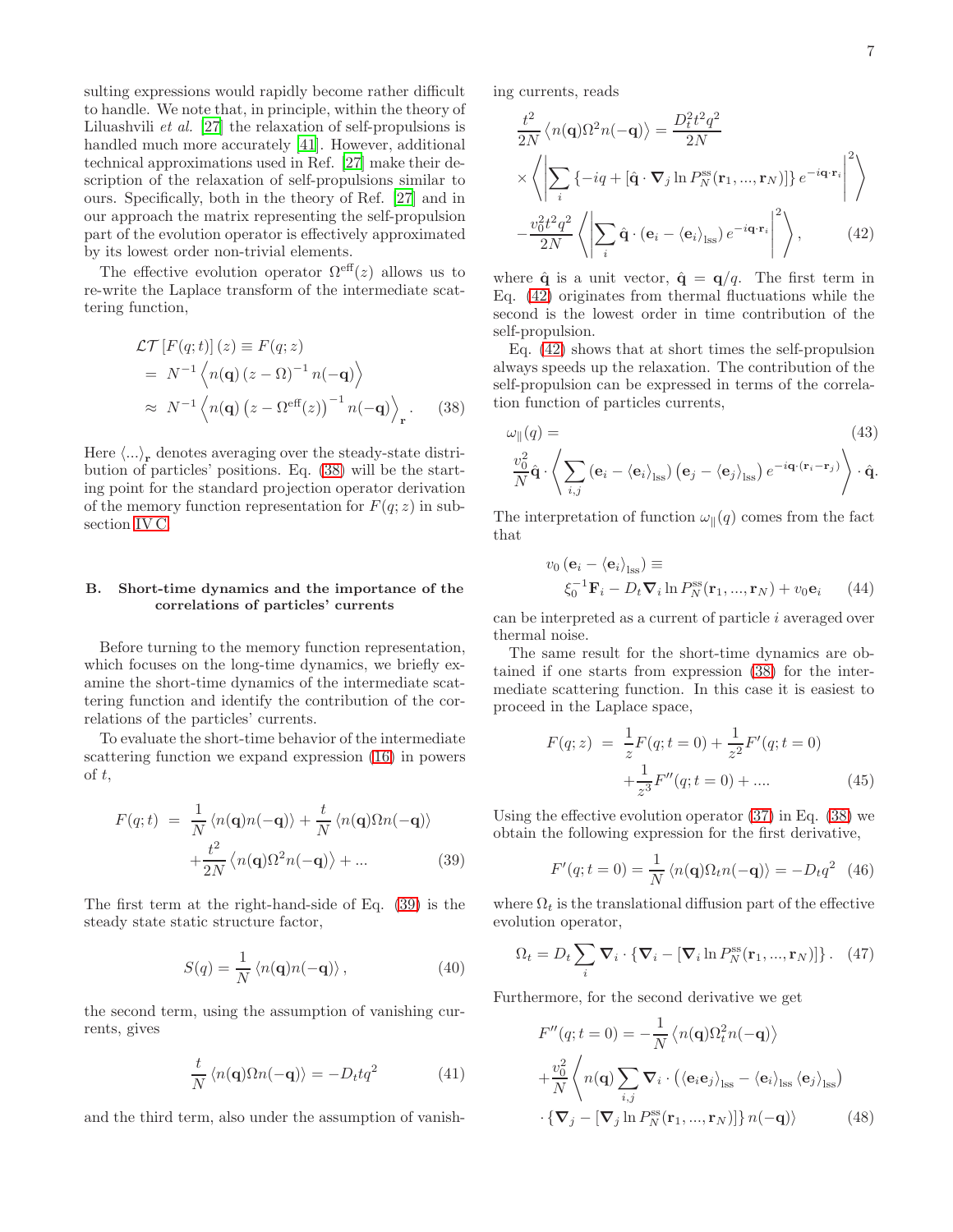sulting expressions would rapidly become rather difficult to handle. We note that, in principle, within the theory of Liluashvili *et al.* [27] the relaxation of self-propulsions is handled much more accurately [41]. However, additional technical approximations used in Ref. [27] make their description of the relaxation of self-propulsions similar to ours. Specifically, both in the theory of Ref. [27] and in our approach the matrix representing the self-propulsion part of the evolution operator is effectively approximated by its lowest order non-trivial elements.

The effective evolution operator $\Omega^{\text{eff}}(z)$ allows us to re-write the Laplace transform of the intermediate scattering function,

$$
\begin{aligned}
\mathcal{LT}\left[F(q;t)\right](z) &\equiv F(q;z) \\
&= N^{-1}\left\langle n(\mathbf{q})\left(z-\Omega\right)^{-1}n(-\mathbf{q})\right\rangle \\
&\approx N^{-1}\left\langle n(\mathbf{q})\left(z-\Omega^{\text{eff}}(z)\right)^{-1}n(-\mathbf{q})\right\rangle_{\mathbf{r}}. \qquad (38)
\end{aligned}
$$

Here $\langle ...\rangle_{\mathbf{r}}$ denotes averaging over the steady-state distribution of particles' positions. Eq. (38) will be the starting point for the standard projection operator derivation of the memory function representation for $F(q;z)$ in subsection IV C.

### B. Short-time dynamics and the importance of the correlations of particles' currents

Before turning to the memory function representation, which focuses on the long-time dynamics, we briefly examine the short-time dynamics of the intermediate scattering function and identify the contribution of the correlations of the particles' currents.

To evaluate the short-time behavior of the intermediate scattering function we expand expression (16) in powers of $t$,

$$
\begin{aligned}
F(q;t) &= \frac{1}{N}\left\langle n(\mathbf{q})n(-\mathbf{q})\right\rangle + \frac{t}{N}\left\langle n(\mathbf{q})\Omega n(-\mathbf{q})\right\rangle \\
&+\frac{t^2}{2N}\left\langle n(\mathbf{q})\Omega^2 n(-\mathbf{q})\right\rangle + ... \qquad (39)
\end{aligned}
$$

The first term at the right-hand-side of Eq. (39) is the steady state static structure factor,

$$
S(q) = \frac{1}{N}\left\langle n(\mathbf{q})n(-\mathbf{q})\right\rangle, \qquad (40)
$$

the second term, using the assumption of vanishing currents, gives

$$
\frac{t}{N}\left\langle n(\mathbf{q})\Omega n(-\mathbf{q})\right\rangle = -D_t t q^2 \qquad (41)
$$

and the third term, also under the assumption of vanishing currents, reads

$$
\begin{aligned}
\frac{t^2}{2N}\left\langle n(\mathbf{q})\Omega^2 n(-\mathbf{q})\right\rangle &= \frac{D_t^2 t^2 q^2}{2N} \\
&\times\left\langle\left|\sum_i\left\{-iq+\left[\hat{\mathbf{q}}\cdot\boldsymbol{\nabla}_j\ln P_N^{\text{ss}}(\mathbf{r}_1,...,\mathbf{r}_N)\right]\right\}e^{-i\mathbf{q}\cdot\mathbf{r}_i}\right|^2\right\rangle \\
&-\frac{v_0^2 t^2 q^2}{2N}\left\langle\left|\sum_i\hat{\mathbf{q}}\cdot\left(\mathbf{e}_i-\left\langle\mathbf{e}_i\right\rangle_{\text{lss}}\right)e^{-i\mathbf{q}\cdot\mathbf{r}_i}\right|^2\right\rangle, \qquad (42)
\end{aligned}
$$

where $\hat{\mathbf{q}}$ is a unit vector, $\hat{\mathbf{q}} = \mathbf{q}/q$. The first term in Eq. (42) originates from thermal fluctuations while the second is the lowest order in time contribution of the self-propulsion.

Eq. (42) shows that at short times the self-propulsion always speeds up the relaxation. The contribution of the self-propulsion can be expressed in terms of the correlation function of particles currents,

$$
\begin{aligned}
&\omega_\parallel(q) = \qquad (43)\\
&\frac{v_0^2}{N}\hat{\mathbf{q}}\cdot\left\langle\sum_{i,j}\left(\mathbf{e}_i-\left\langle\mathbf{e}_i\right\rangle_{\text{lss}}\right)\left(\mathbf{e}_j-\left\langle\mathbf{e}_j\right\rangle_{\text{lss}}\right)e^{-i\mathbf{q}\cdot(\mathbf{r}_i-\mathbf{r}_j)}\right\rangle\cdot\hat{\mathbf{q}}.
\end{aligned}
$$

The interpretation of function $\omega_\parallel(q)$ comes from the fact that

$$
\begin{aligned}
&v_0\left(\mathbf{e}_i-\left\langle\mathbf{e}_i\right\rangle_{\text{lss}}\right)\equiv \\
&\qquad\xi_0^{-1}\mathbf{F}_i - D_t\boldsymbol{\nabla}_i\ln P_N^{\text{ss}}(\mathbf{r}_1,...,\mathbf{r}_N)+v_0\mathbf{e}_i \qquad (44)
\end{aligned}
$$

can be interpreted as a current of particle $i$ averaged over thermal noise.

The same result for the short-time dynamics are obtained if one starts from expression (38) for the intermediate scattering function. In this case it is easiest to proceed in the Laplace space,

$$
\begin{aligned}
F(q;z) &= \frac{1}{z}F(q;t=0)+\frac{1}{z^2}F'(q;t=0) \\
&+\frac{1}{z^3}F''(q;t=0)+.... \qquad (45)
\end{aligned}
$$

Using the effective evolution operator (37) in Eq. (38) we obtain the following expression for the first derivative,

$$
F'(q;t=0) = \frac{1}{N}\left\langle n(\mathbf{q})\Omega_t n(-\mathbf{q})\right\rangle = -D_t q^2 \qquad (46)
$$

where $\Omega_t$ is the translational diffusion part of the effective evolution operator,

$$
\Omega_t = D_t\sum_i\boldsymbol{\nabla}_i\cdot\left\{\boldsymbol{\nabla}_i-\left[\boldsymbol{\nabla}_i\ln P_N^{\text{ss}}(\mathbf{r}_1,...,\mathbf{r}_N)\right]\right\}. \qquad (47)
$$

Furthermore, for the second derivative we get

$$
\begin{aligned}
F''(q;t=0) &= -\frac{1}{N}\left\langle n(\mathbf{q})\Omega_t^2 n(-\mathbf{q})\right\rangle \\
&+\frac{v_0^2}{N}\left\langle n(\mathbf{q})\sum_{i,j}\boldsymbol{\nabla}_i\cdot\left(\left\langle\mathbf{e}_i\mathbf{e}_j\right\rangle_{\text{lss}}-\left\langle\mathbf{e}_i\right\rangle_{\text{lss}}\left\langle\mathbf{e}_j\right\rangle_{\text{lss}}\right)\right. \\
&\left.\cdot\left\{\boldsymbol{\nabla}_j-\left[\boldsymbol{\nabla}_j\ln P_N^{\text{ss}}(\mathbf{r}_1,...,\mathbf{r}_N)\right]\right\}n(-\mathbf{q})\right\rangle \qquad (48)
\end{aligned}
$$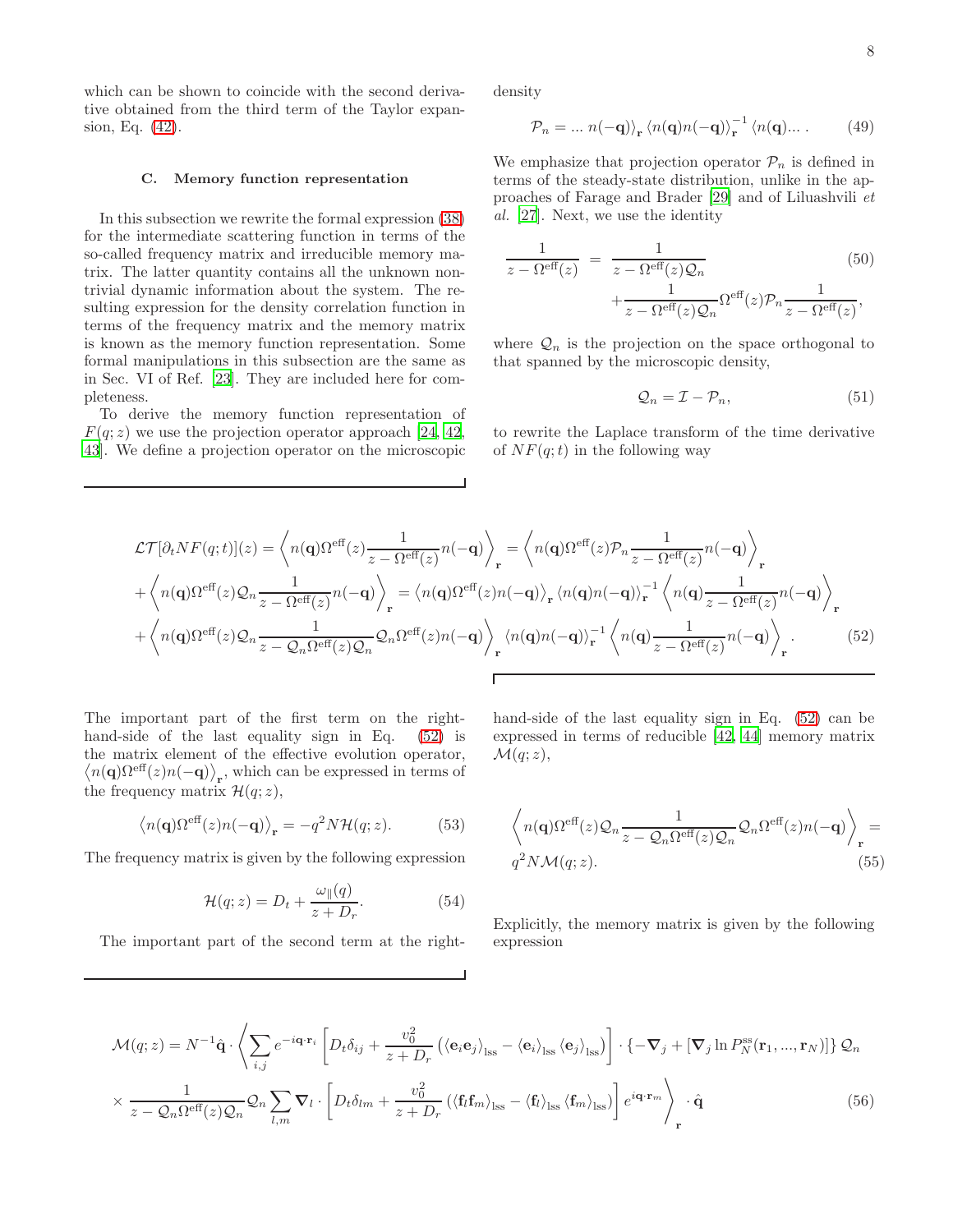which can be shown to coincide with the second derivative obtained from the third term of the Taylor expansion, Eq. (42).

### C. Memory function representation

In this subsection we rewrite the formal expression (38) for the intermediate scattering function in terms of the so-called frequency matrix and irreducible memory matrix. The latter quantity contains all the unknown nontrivial dynamic information about the system. The resulting expression for the density correlation function in terms of the frequency matrix and the memory matrix is known as the memory function representation. Some formal manipulations in this subsection are the same as in Sec. VI of Ref. [23]. They are included here for completeness.

To derive the memory function representation of $F(q;z)$ we use the projection operator approach [24, 42, 43]. We define a projection operator on the microscopic density

$$\mathcal{P}_n = ... \, n(-\mathbf{q})\rangle_{\mathbf{r}} \left\langle n(\mathbf{q})n(-\mathbf{q})\right\rangle_{\mathbf{r}}^{-1} \left\langle n(\mathbf{q}) ... \right. . \tag{49}$$

We emphasize that projection operator $\mathcal{P}_n$ is defined in terms of the steady-state distribution, unlike in the approaches of Farage and Brader [29] and of Liluashvili *et al.* [27]. Next, we use the identity

$$\frac{1}{z-\Omega^{\rm eff}(z)} = \frac{1}{z-\Omega^{\rm eff}(z)\mathcal{Q}_n} + \frac{1}{z-\Omega^{\rm eff}(z)\mathcal{Q}_n}\Omega^{\rm eff}(z)\mathcal{P}_n\frac{1}{z-\Omega^{\rm eff}(z)}, \tag{50}$$

where $\mathcal{Q}_n$ is the projection on the space orthogonal to that spanned by the microscopic density,

$$\mathcal{Q}_n = \mathcal{I} - \mathcal{P}_n, \tag{51}$$

to rewrite the Laplace transform of the time derivative of $NF(q;t)$ in the following way

$$\begin{aligned}
\mathcal{LT}[\partial_t NF(q;t)](z) &= \left\langle n(\mathbf{q})\Omega^{\rm eff}(z)\frac{1}{z-\Omega^{\rm eff}(z)}n(-\mathbf{q})\right\rangle_{\mathbf{r}} = \left\langle n(\mathbf{q})\Omega^{\rm eff}(z)\mathcal{P}_n\frac{1}{z-\Omega^{\rm eff}(z)}n(-\mathbf{q})\right\rangle_{\mathbf{r}} \\
&+ \left\langle n(\mathbf{q})\Omega^{\rm eff}(z)\mathcal{Q}_n\frac{1}{z-\Omega^{\rm eff}(z)}n(-\mathbf{q})\right\rangle_{\mathbf{r}} = \left\langle n(\mathbf{q})\Omega^{\rm eff}(z)n(-\mathbf{q})\right\rangle_{\mathbf{r}}\left\langle n(\mathbf{q})n(-\mathbf{q})\right\rangle_{\mathbf{r}}^{-1}\left\langle n(\mathbf{q})\frac{1}{z-\Omega^{\rm eff}(z)}n(-\mathbf{q})\right\rangle_{\mathbf{r}} \\
&+ \left\langle n(\mathbf{q})\Omega^{\rm eff}(z)\mathcal{Q}_n\frac{1}{z-\mathcal{Q}_n\Omega^{\rm eff}(z)\mathcal{Q}_n}\mathcal{Q}_n\Omega^{\rm eff}(z)n(-\mathbf{q})\right\rangle_{\mathbf{r}}\left\langle n(\mathbf{q})n(-\mathbf{q})\right\rangle_{\mathbf{r}}^{-1}\left\langle n(\mathbf{q})\frac{1}{z-\Omega^{\rm eff}(z)}n(-\mathbf{q})\right\rangle_{\mathbf{r}}.
\end{aligned} \tag{52}$$

The important part of the first term on the right-hand-side of the last equality sign in Eq. (52) is the matrix element of the effective evolution operator, $\left\langle n(\mathbf{q})\Omega^{\rm eff}(z)n(-\mathbf{q})\right\rangle_{\mathbf{r}}$, which can be expressed in terms of the frequency matrix $\mathcal{H}(q;z)$,

$$\left\langle n(\mathbf{q})\Omega^{\rm eff}(z)n(-\mathbf{q})\right\rangle_{\mathbf{r}} = -q^2 N\mathcal{H}(q;z). \tag{53}$$

The frequency matrix is given by the following expression

$$\mathcal{H}(q;z) = D_t + \frac{\omega_{\parallel}(q)}{z+D_r}. \tag{54}$$

The important part of the second term at the right-hand-side of the last equality sign in Eq. (52) can be expressed in terms of reducible [42, 44] memory matrix $\mathcal{M}(q;z)$,

$$\left\langle n(\mathbf{q})\Omega^{\rm eff}(z)\mathcal{Q}_n\frac{1}{z-\mathcal{Q}_n\Omega^{\rm eff}(z)\mathcal{Q}_n}\mathcal{Q}_n\Omega^{\rm eff}(z)n(-\mathbf{q})\right\rangle_{\mathbf{r}} = q^2 N\mathcal{M}(q;z). \tag{55}$$

Explicitly, the memory matrix is given by the following expression

$$\begin{aligned}
\mathcal{M}(q;z) &= N^{-1}\hat{\mathbf{q}}\cdot\left\langle \sum_{i,j} e^{-i\mathbf{q}\cdot\mathbf{r}_i}\left[D_t\delta_{ij} + \frac{v_0^2}{z+D_r}\left(\left\langle\mathbf{e}_i\mathbf{e}_j\right\rangle_{\rm lss} - \left\langle\mathbf{e}_i\right\rangle_{\rm lss}\left\langle\mathbf{e}_j\right\rangle_{\rm lss}\right)\right]\cdot\left\{-\boldsymbol{\nabla}_j + \left[\boldsymbol{\nabla}_j \ln P_N^{\rm ss}(\mathbf{r}_1,...,\mathbf{r}_N)\right]\right\}\mathcal{Q}_n\right. \\
&\times \left.\frac{1}{z-\mathcal{Q}_n\Omega^{\rm eff}(z)\mathcal{Q}_n}\mathcal{Q}_n\sum_{l,m}\boldsymbol{\nabla}_l\cdot\left[D_t\delta_{lm} + \frac{v_0^2}{z+D_r}\left(\left\langle\mathbf{f}_l\mathbf{f}_m\right\rangle_{\rm lss} - \left\langle\mathbf{f}_l\right\rangle_{\rm lss}\left\langle\mathbf{f}_m\right\rangle_{\rm lss}\right)\right]e^{i\mathbf{q}\cdot\mathbf{r}_m}\right\rangle_{\mathbf{r}}\cdot\hat{\mathbf{q}}
\end{aligned} \tag{56}$$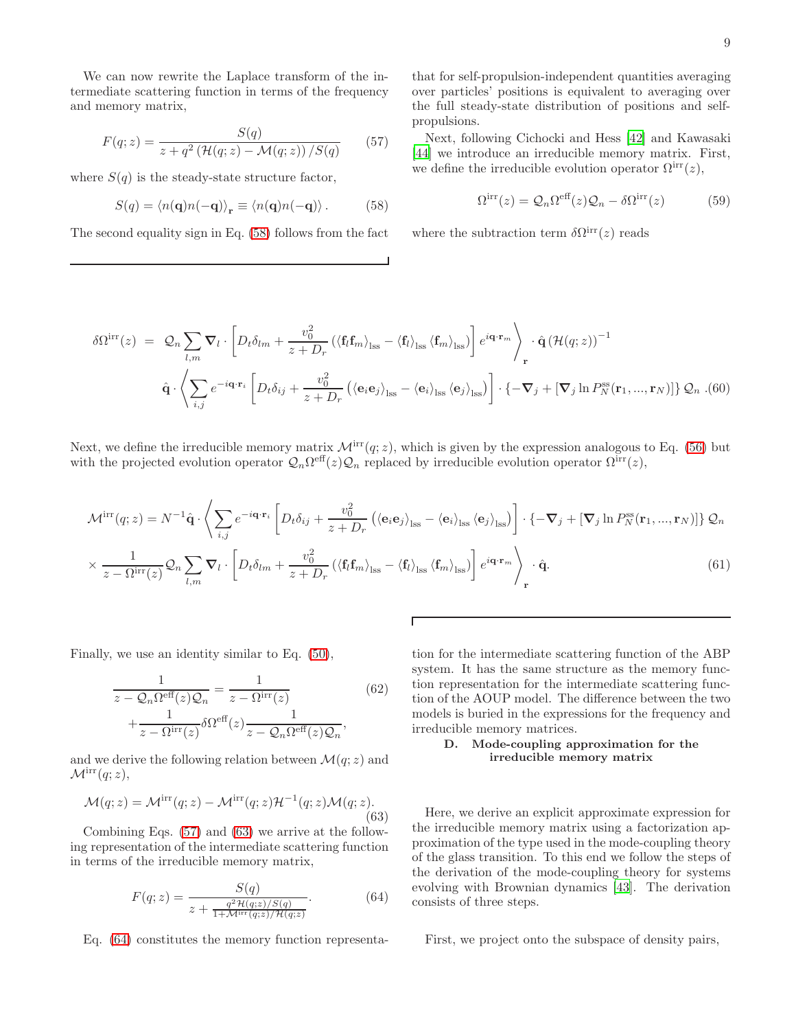We can now rewrite the Laplace transform of the intermediate scattering function in terms of the frequency and memory matrix,

$$F(q;z) = \frac{S(q)}{z + q^2 \left(\mathcal{H}(q;z) - \mathcal{M}(q;z)\right)/S(q)} \tag{57}$$

where $S(q)$ is the steady-state structure factor,

$$S(q) = \left\langle n(\mathbf{q}) n(-\mathbf{q}) \right\rangle_{\mathbf{r}} \equiv \left\langle n(\mathbf{q}) n(-\mathbf{q}) \right\rangle. \tag{58}$$

The second equality sign in Eq. (58) follows from the fact that for self-propulsion-independent quantities averaging over particles' positions is equivalent to averaging over the full steady-state distribution of positions and self-propulsions.

Next, following Cichocki and Hess [42] and Kawasaki [44] we introduce an irreducible memory matrix. First, we define the irreducible evolution operator $\Omega^{\mathrm{irr}}(z)$,

$$\Omega^{\mathrm{irr}}(z) = \mathcal{Q}_n \Omega^{\mathrm{eff}}(z) \mathcal{Q}_n - \delta\Omega^{\mathrm{irr}}(z) \tag{59}$$

where the subtraction term $\delta\Omega^{\mathrm{irr}}(z)$ reads

$$\begin{aligned} \delta\Omega^{\mathrm{irr}}(z) \;=\; & \mathcal{Q}_n \sum_{l,m} \boldsymbol{\nabla}_l \cdot \left. \left[ D_t \delta_{lm} + \frac{v_0^2}{z+D_r} \left( \left\langle \mathbf{f}_l \mathbf{f}_m \right\rangle_{\mathrm{lss}} - \left\langle \mathbf{f}_l \right\rangle_{\mathrm{lss}} \left\langle \mathbf{f}_m \right\rangle_{\mathrm{lss}} \right) \right] e^{i\mathbf{q}\cdot\mathbf{r}_m} \right\rangle_{\mathbf{r}} \cdot \hat{\mathbf{q}} \left(\mathcal{H}(q;z)\right)^{-1} \\ & \hat{\mathbf{q}} \cdot \left\langle \sum_{i,j} e^{-i\mathbf{q}\cdot\mathbf{r}_i} \left[ D_t \delta_{ij} + \frac{v_0^2}{z+D_r} \left( \left\langle \mathbf{e}_i \mathbf{e}_j \right\rangle_{\mathrm{lss}} - \left\langle \mathbf{e}_i \right\rangle_{\mathrm{lss}} \left\langle \mathbf{e}_j \right\rangle_{\mathrm{lss}} \right) \right] \cdot \left\{ -\boldsymbol{\nabla}_j + \left[ \boldsymbol{\nabla}_j \ln P_N^{\mathrm{ss}}(\mathbf{r}_1, ..., \mathbf{r}_N) \right] \right\} \mathcal{Q}_n \right. . \end{aligned} \tag{60}$$

Next, we define the irreducible memory matrix $\mathcal{M}^{\mathrm{irr}}(q;z)$, which is given by the expression analogous to Eq. (56) but with the projected evolution operator $\mathcal{Q}_n \Omega^{\mathrm{eff}}(z) \mathcal{Q}_n$ replaced by irreducible evolution operator $\Omega^{\mathrm{irr}}(z)$,

$$\begin{aligned} \mathcal{M}^{\mathrm{irr}}(q;z) = & N^{-1} \hat{\mathbf{q}} \cdot \left\langle \sum_{i,j} e^{-i\mathbf{q}\cdot\mathbf{r}_i} \left[ D_t \delta_{ij} + \frac{v_0^2}{z+D_r} \left( \left\langle \mathbf{e}_i \mathbf{e}_j \right\rangle_{\mathrm{lss}} - \left\langle \mathbf{e}_i \right\rangle_{\mathrm{lss}} \left\langle \mathbf{e}_j \right\rangle_{\mathrm{lss}} \right) \right] \cdot \left\{ -\boldsymbol{\nabla}_j + \left[ \boldsymbol{\nabla}_j \ln P_N^{\mathrm{ss}}(\mathbf{r}_1, ..., \mathbf{r}_N) \right] \right\} \mathcal{Q}_n \right. \\ & \times \frac{1}{z - \Omega^{\mathrm{irr}}(z)} \mathcal{Q}_n \sum_{l,m} \boldsymbol{\nabla}_l \cdot \left. \left[ D_t \delta_{lm} + \frac{v_0^2}{z+D_r} \left( \left\langle \mathbf{f}_l \mathbf{f}_m \right\rangle_{\mathrm{lss}} - \left\langle \mathbf{f}_l \right\rangle_{\mathrm{lss}} \left\langle \mathbf{f}_m \right\rangle_{\mathrm{lss}} \right) \right] e^{i\mathbf{q}\cdot\mathbf{r}_m} \right\rangle_{\mathbf{r}} \cdot \hat{\mathbf{q}}. \end{aligned} \tag{61}$$

Finally, we use an identity similar to Eq. (50),

$$\begin{aligned} \frac{1}{z - \mathcal{Q}_n \Omega^{\mathrm{eff}}(z) \mathcal{Q}_n} = & \frac{1}{z - \Omega^{\mathrm{irr}}(z)} \\ & + \frac{1}{z - \Omega^{\mathrm{irr}}(z)} \delta\Omega^{\mathrm{eff}}(z) \frac{1}{z - \mathcal{Q}_n \Omega^{\mathrm{eff}}(z) \mathcal{Q}_n}, \end{aligned} \tag{62}$$

and we derive the following relation between $\mathcal{M}(q;z)$ and $\mathcal{M}^{\mathrm{irr}}(q;z)$,

$$\mathcal{M}(q;z) = \mathcal{M}^{\mathrm{irr}}(q;z) - \mathcal{M}^{\mathrm{irr}}(q;z) \mathcal{H}^{-1}(q;z) \mathcal{M}(q;z). \tag{63}$$

Combining Eqs. (57) and (63) we arrive at the following representation of the intermediate scattering function in terms of the irreducible memory matrix,

$$F(q;z) = \frac{S(q)}{z + \frac{q^2 \mathcal{H}(q;z)/S(q)}{1 + \mathcal{M}^{\mathrm{irr}}(q;z)/\mathcal{H}(q;z)}}. \tag{64}$$

Eq. (64) constitutes the memory function representation for the intermediate scattering function of the ABP system. It has the same structure as the memory function representation for the intermediate scattering function of the AOUP model. The difference between the two models is buried in the expressions for the frequency and irreducible memory matrices.

### D. Mode-coupling approximation for the irreducible memory matrix

Here, we derive an explicit approximate expression for the irreducible memory matrix using a factorization approximation of the type used in the mode-coupling theory of the glass transition. To this end we follow the steps of the derivation of the mode-coupling theory for systems evolving with Brownian dynamics [43]. The derivation consists of three steps.

First, we project onto the subspace of density pairs,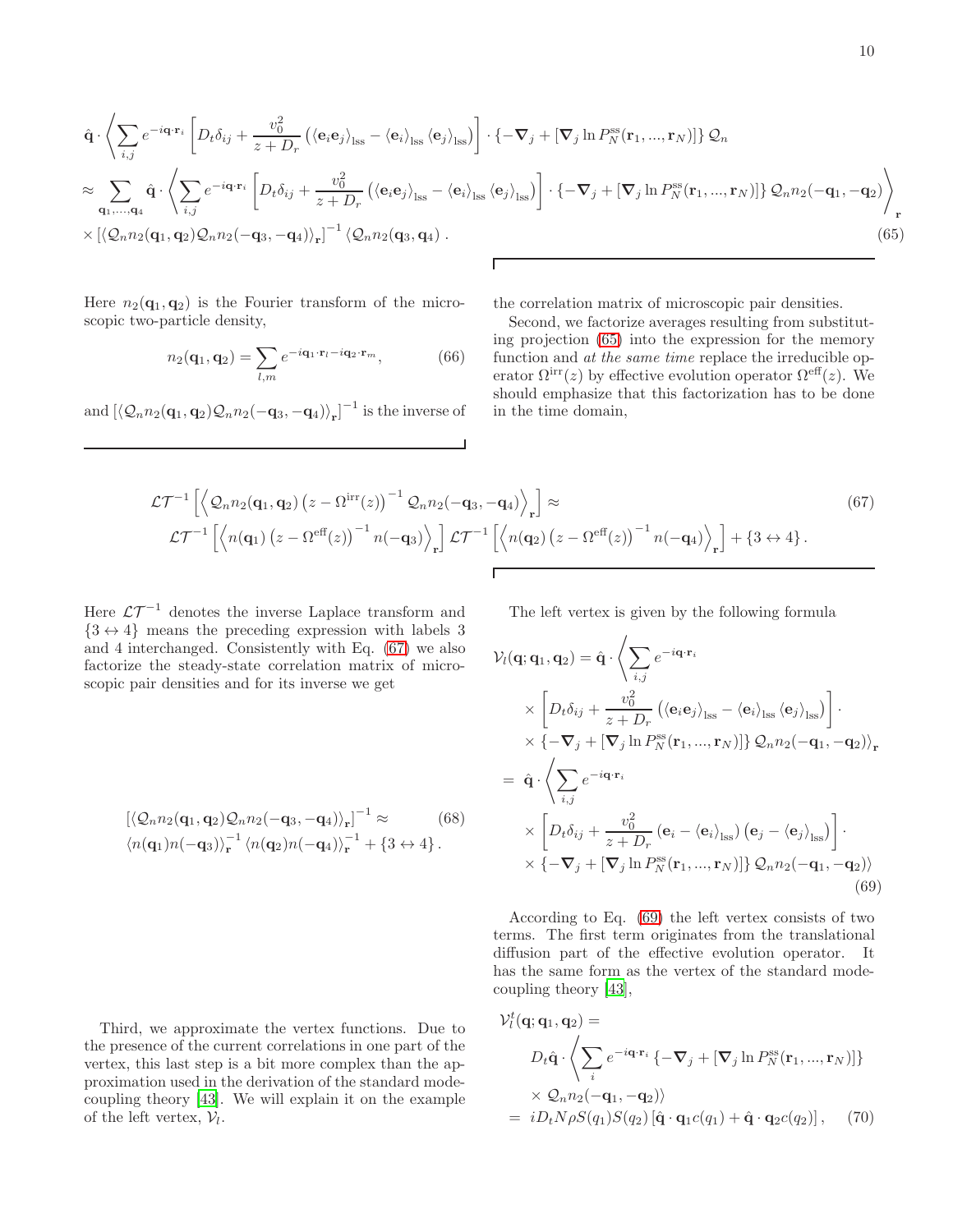$$
\hat{\mathbf{q}} \cdot \left\langle \sum_{i,j} e^{-i\mathbf{q}\cdot\mathbf{r}_i} \left[ D_t \delta_{ij} + \frac{v_0^2}{z+D_r} \left( \langle \mathbf{e}_i \mathbf{e}_j \rangle_{\text{lss}} - \langle \mathbf{e}_i \rangle_{\text{lss}} \langle \mathbf{e}_j \rangle_{\text{lss}} \right) \right] \cdot \left\{ -\boldsymbol{\nabla}_j + \left[ \boldsymbol{\nabla}_j \ln P_N^{\text{ss}}(\mathbf{r}_1, ..., \mathbf{r}_N) \right] \right\} \mathcal{Q}_n \right.
$$

$$
\approx \sum_{\mathbf{q}_1,...,\mathbf{q}_4} \hat{\mathbf{q}} \cdot \left\langle \sum_{i,j} e^{-i\mathbf{q}\cdot\mathbf{r}_i} \left[ D_t \delta_{ij} + \frac{v_0^2}{z+D_r} \left( \langle \mathbf{e}_i \mathbf{e}_j \rangle_{\text{lss}} - \langle \mathbf{e}_i \rangle_{\text{lss}} \langle \mathbf{e}_j \rangle_{\text{lss}} \right) \right] \cdot \left\{ -\boldsymbol{\nabla}_j + \left[ \boldsymbol{\nabla}_j \ln P_N^{\text{ss}}(\mathbf{r}_1, ..., \mathbf{r}_N) \right] \right\} \mathcal{Q}_n n_2(-\mathbf{q}_1, -\mathbf{q}_2) \right\rangle_{\mathbf{r}}
$$

$$
\times \left[ \left\langle \mathcal{Q}_n n_2(\mathbf{q}_1, \mathbf{q}_2) \mathcal{Q}_n n_2(-\mathbf{q}_3, -\mathbf{q}_4) \right\rangle_{\mathbf{r}} \right]^{-1} \left\langle \mathcal{Q}_n n_2(\mathbf{q}_3, \mathbf{q}_4) \right. . \tag{65}
$$

Here $n_2(\mathbf{q}_1, \mathbf{q}_2)$ is the Fourier transform of the microscopic two-particle density,

$$
n_2(\mathbf{q}_1, \mathbf{q}_2) = \sum_{l,m} e^{-i\mathbf{q}_1\cdot\mathbf{r}_l - i\mathbf{q}_2\cdot\mathbf{r}_m}, \tag{66}
$$

and $\left[ \left\langle \mathcal{Q}_n n_2(\mathbf{q}_1, \mathbf{q}_2) \mathcal{Q}_n n_2(-\mathbf{q}_3, -\mathbf{q}_4) \right\rangle_{\mathbf{r}} \right]^{-1}$ is the inverse of the correlation matrix of microscopic pair densities.

Second, we factorize averages resulting from substituting projection (65) into the expression for the memory function and *at the same time* replace the irreducible operator $\Omega^{\text{irr}}(z)$ by effective evolution operator $\Omega^{\text{eff}}(z)$. We should emphasize that this factorization has to be done in the time domain,

$$
\begin{aligned}
&\mathcal{LT}^{-1} \left[ \left\langle \mathcal{Q}_n n_2(\mathbf{q}_1, \mathbf{q}_2) \left( z - \Omega^{\text{irr}}(z) \right)^{-1} \mathcal{Q}_n n_2(-\mathbf{q}_3, -\mathbf{q}_4) \right\rangle_{\mathbf{r}} \right] \approx \\
&\mathcal{LT}^{-1} \left[ \left\langle n(\mathbf{q}_1) \left( z - \Omega^{\text{eff}}(z) \right)^{-1} n(-\mathbf{q}_3) \right\rangle_{\mathbf{r}} \right] \mathcal{LT}^{-1} \left[ \left\langle n(\mathbf{q}_2) \left( z - \Omega^{\text{eff}}(z) \right)^{-1} n(-\mathbf{q}_4) \right\rangle_{\mathbf{r}} \right] + \{3 \leftrightarrow 4\} .
\end{aligned} \tag{67}
$$

Here $\mathcal{LT}^{-1}$ denotes the inverse Laplace transform and $\{3 \leftrightarrow 4\}$ means the preceding expression with labels 3 and 4 interchanged. Consistently with Eq. (67) we also factorize the steady-state correlation matrix of microscopic pair densities and for its inverse we get

$$
\begin{aligned}
&\left[ \left\langle \mathcal{Q}_n n_2(\mathbf{q}_1, \mathbf{q}_2) \mathcal{Q}_n n_2(-\mathbf{q}_3, -\mathbf{q}_4) \right\rangle_{\mathbf{r}} \right]^{-1} \approx \\
&\left\langle n(\mathbf{q}_1) n(-\mathbf{q}_3) \right\rangle_{\mathbf{r}}^{-1} \left\langle n(\mathbf{q}_2) n(-\mathbf{q}_4) \right\rangle_{\mathbf{r}}^{-1} + \{3 \leftrightarrow 4\} .
\end{aligned} \tag{68}
$$

Third, we approximate the vertex functions. Due to the presence of the current correlations in one part of the vertex, this last step is a bit more complex than the approximation used in the derivation of the standard mode-coupling theory [43]. We will explain it on the example of the left vertex, $\mathcal{V}_l$.

The left vertex is given by the following formula

$$
\begin{aligned}
\mathcal{V}_l(\mathbf{q}; \mathbf{q}_1, \mathbf{q}_2) &= \hat{\mathbf{q}} \cdot \left\langle \sum_{i,j} e^{-i\mathbf{q}\cdot\mathbf{r}_i} \right. \\
&\times \left[ D_t \delta_{ij} + \frac{v_0^2}{z+D_r} \left( \langle \mathbf{e}_i \mathbf{e}_j \rangle_{\text{lss}} - \langle \mathbf{e}_i \rangle_{\text{lss}} \langle \mathbf{e}_j \rangle_{\text{lss}} \right) \right] \cdot \\
&\times \left\{ -\boldsymbol{\nabla}_j + \left[ \boldsymbol{\nabla}_j \ln P_N^{\text{ss}}(\mathbf{r}_1, ..., \mathbf{r}_N) \right] \right\} \mathcal{Q}_n n_2(-\mathbf{q}_1, -\mathbf{q}_2) \rangle_{\mathbf{r}} \\
&= \hat{\mathbf{q}} \cdot \left\langle \sum_{i,j} e^{-i\mathbf{q}\cdot\mathbf{r}_i} \right. \\
&\times \left[ D_t \delta_{ij} + \frac{v_0^2}{z+D_r} \left( \mathbf{e}_i - \langle \mathbf{e}_i \rangle_{\text{lss}} \right) \left( \mathbf{e}_j - \langle \mathbf{e}_j \rangle_{\text{lss}} \right) \right] \cdot \\
&\times \left\{ -\boldsymbol{\nabla}_j + \left[ \boldsymbol{\nabla}_j \ln P_N^{\text{ss}}(\mathbf{r}_1, ..., \mathbf{r}_N) \right] \right\} \mathcal{Q}_n n_2(-\mathbf{q}_1, -\mathbf{q}_2) \rangle
\end{aligned} \tag{69}
$$

According to Eq. (69) the left vertex consists of two terms. The first term originates from the translational diffusion part of the effective evolution operator. It has the same form as the vertex of the standard mode-coupling theory [43],

$$
\begin{aligned}
&\mathcal{V}_l^t(\mathbf{q}; \mathbf{q}_1, \mathbf{q}_2) = \\
&\quad D_t \hat{\mathbf{q}} \cdot \left\langle \sum_i e^{-i\mathbf{q}\cdot\mathbf{r}_i} \left\{ -\boldsymbol{\nabla}_j + \left[ \boldsymbol{\nabla}_j \ln P_N^{\text{ss}}(\mathbf{r}_1, ..., \mathbf{r}_N) \right] \right\} \right. \\
&\quad \times \mathcal{Q}_n n_2(-\mathbf{q}_1, -\mathbf{q}_2) \rangle \\
&= i D_t N \rho S(q_1) S(q_2) \left[ \hat{\mathbf{q}} \cdot \mathbf{q}_1 c(q_1) + \hat{\mathbf{q}} \cdot \mathbf{q}_2 c(q_2) \right] ,
\end{aligned} \tag{70}
$$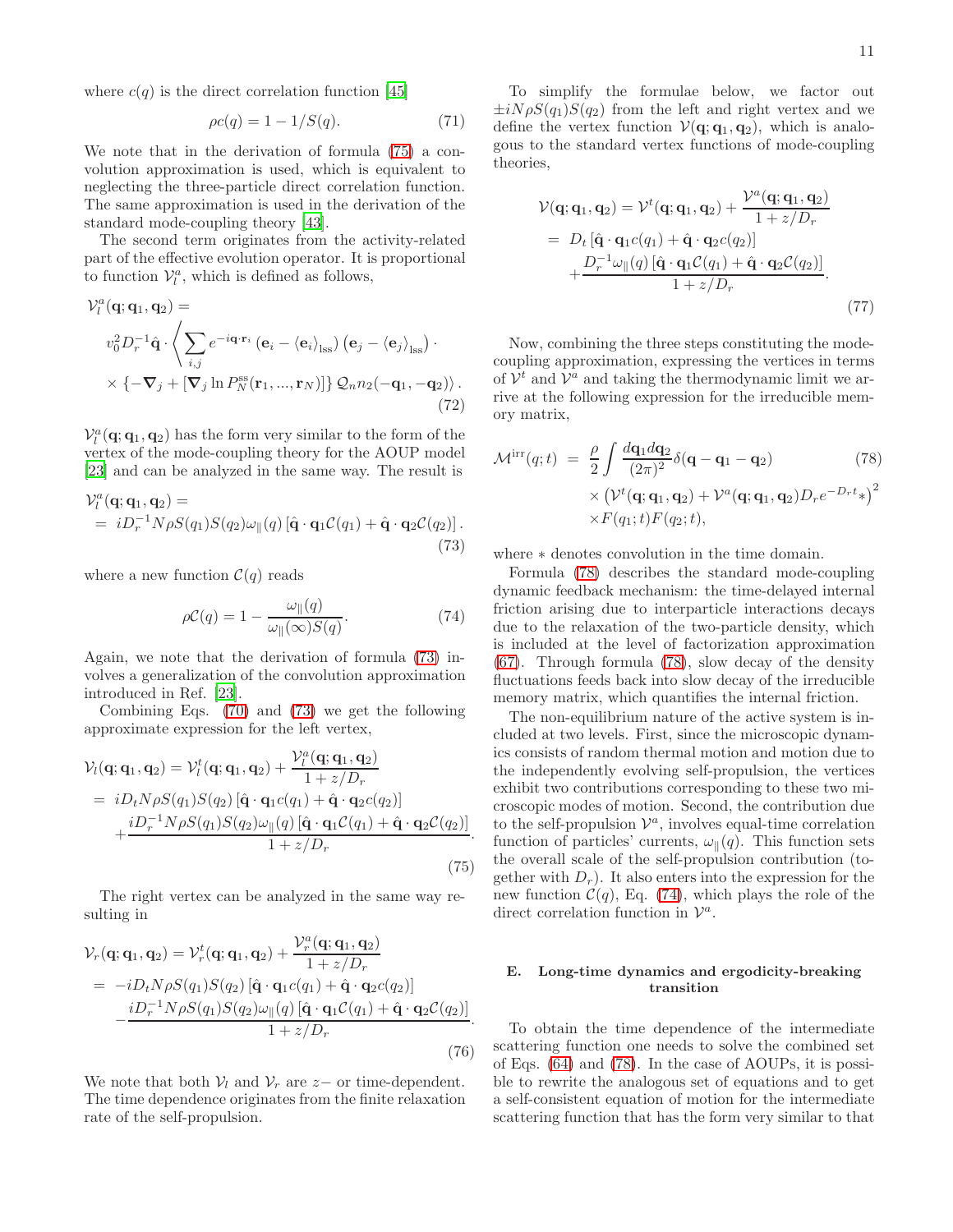where $c(q)$ is the direct correlation function [45]

$$\rho c(q) = 1 - 1/S(q). \tag{71}$$

We note that in the derivation of formula (75) a convolution approximation is used, which is equivalent to neglecting the three-particle direct correlation function. The same approximation is used in the derivation of the standard mode-coupling theory [43].

The second term originates from the activity-related part of the effective evolution operator. It is proportional to function $\mathcal{V}_l^a$, which is defined as follows,

$$\begin{aligned}
&\mathcal{V}_l^a(\mathbf{q};\mathbf{q}_1,\mathbf{q}_2) = \\
&\quad v_0^2 D_r^{-1} \hat{\mathbf{q}} \cdot \left\langle \sum_{i,j} e^{-i\mathbf{q}\cdot\mathbf{r}_i} \left(\mathbf{e}_i - \langle \mathbf{e}_i \rangle_{\mathrm{lss}}\right) \left(\mathbf{e}_j - \langle \mathbf{e}_j \rangle_{\mathrm{lss}}\right) \cdot \right. \\
&\quad \left. \times \left\{ -\boldsymbol{\nabla}_j + \left[\boldsymbol{\nabla}_j \ln P_N^{\mathrm{ss}}(\mathbf{r}_1, ..., \mathbf{r}_N)\right] \right\} \mathcal{Q}_n n_2(-\mathbf{q}_1, -\mathbf{q}_2) \right\rangle.
\end{aligned} \tag{72}$$

$\mathcal{V}_l^a(\mathbf{q};\mathbf{q}_1,\mathbf{q}_2)$ has the form very similar to the form of the vertex of the mode-coupling theory for the AOUP model [23] and can be analyzed in the same way. The result is

$$\begin{aligned}
&\mathcal{V}_l^a(\mathbf{q};\mathbf{q}_1,\mathbf{q}_2) = \\
&= iD_r^{-1} N\rho S(q_1) S(q_2) \omega_\parallel(q) \left[\hat{\mathbf{q}}\cdot\mathbf{q}_1 \mathcal{C}(q_1) + \hat{\mathbf{q}}\cdot\mathbf{q}_2 \mathcal{C}(q_2)\right].
\end{aligned} \tag{73}$$

where a new function $\mathcal{C}(q)$ reads

$$\rho\mathcal{C}(q) = 1 - \frac{\omega_\parallel(q)}{\omega_\parallel(\infty) S(q)}. \tag{74}$$

Again, we note that the derivation of formula (73) involves a generalization of the convolution approximation introduced in Ref. [23].

Combining Eqs. (70) and (73) we get the following approximate expression for the left vertex,

$$\begin{aligned}
&\mathcal{V}_l(\mathbf{q};\mathbf{q}_1,\mathbf{q}_2) = \mathcal{V}_l^t(\mathbf{q};\mathbf{q}_1,\mathbf{q}_2) + \frac{\mathcal{V}_l^a(\mathbf{q};\mathbf{q}_1,\mathbf{q}_2)}{1 + z/D_r} \\
&= iD_t N\rho S(q_1) S(q_2) \left[\hat{\mathbf{q}}\cdot\mathbf{q}_1 c(q_1) + \hat{\mathbf{q}}\cdot\mathbf{q}_2 c(q_2)\right] \\
&\quad + \frac{iD_r^{-1} N\rho S(q_1) S(q_2) \omega_\parallel(q) \left[\hat{\mathbf{q}}\cdot\mathbf{q}_1 \mathcal{C}(q_1) + \hat{\mathbf{q}}\cdot\mathbf{q}_2 \mathcal{C}(q_2)\right]}{1 + z/D_r}.
\end{aligned} \tag{75}$$

The right vertex can be analyzed in the same way resulting in

$$\begin{aligned}
&\mathcal{V}_r(\mathbf{q};\mathbf{q}_1,\mathbf{q}_2) = \mathcal{V}_r^t(\mathbf{q};\mathbf{q}_1,\mathbf{q}_2) + \frac{\mathcal{V}_r^a(\mathbf{q};\mathbf{q}_1,\mathbf{q}_2)}{1 + z/D_r} \\
&= -iD_t N\rho S(q_1) S(q_2) \left[\hat{\mathbf{q}}\cdot\mathbf{q}_1 c(q_1) + \hat{\mathbf{q}}\cdot\mathbf{q}_2 c(q_2)\right] \\
&\quad - \frac{iD_r^{-1} N\rho S(q_1) S(q_2) \omega_\parallel(q) \left[\hat{\mathbf{q}}\cdot\mathbf{q}_1 \mathcal{C}(q_1) + \hat{\mathbf{q}}\cdot\mathbf{q}_2 \mathcal{C}(q_2)\right]}{1 + z/D_r}.
\end{aligned} \tag{76}$$

We note that both $\mathcal{V}_l$ and $\mathcal{V}_r$ are $z-$ or time-dependent. The time dependence originates from the finite relaxation rate of the self-propulsion.

To simplify the formulae below, we factor out $\pm iN\rho S(q_1)S(q_2)$ from the left and right vertex and we define the vertex function $\mathcal{V}(\mathbf{q};\mathbf{q}_1,\mathbf{q}_2)$, which is analogous to the standard vertex functions of mode-coupling theories,

$$\begin{aligned}
\mathcal{V}(\mathbf{q};\mathbf{q}_1,\mathbf{q}_2) &= \mathcal{V}^t(\mathbf{q};\mathbf{q}_1,\mathbf{q}_2) + \frac{\mathcal{V}^a(\mathbf{q};\mathbf{q}_1,\mathbf{q}_2)}{1 + z/D_r} \\
&= D_t \left[\hat{\mathbf{q}}\cdot\mathbf{q}_1 c(q_1) + \hat{\mathbf{q}}\cdot\mathbf{q}_2 c(q_2)\right] \\
&\quad + \frac{D_r^{-1} \omega_\parallel(q) \left[\hat{\mathbf{q}}\cdot\mathbf{q}_1 \mathcal{C}(q_1) + \hat{\mathbf{q}}\cdot\mathbf{q}_2 \mathcal{C}(q_2)\right]}{1 + z/D_r}.
\end{aligned} \tag{77}$$

Now, combining the three steps constituting the mode-coupling approximation, expressing the vertices in terms of $\mathcal{V}^t$ and $\mathcal{V}^a$ and taking the thermodynamic limit we arrive at the following expression for the irreducible memory matrix,

$$\begin{aligned}
\mathcal{M}^{\mathrm{irr}}(q;t) &= \frac{\rho}{2} \int \frac{d\mathbf{q}_1 d\mathbf{q}_2}{(2\pi)^2} \delta(\mathbf{q} - \mathbf{q}_1 - \mathbf{q}_2) \\
&\quad \times \left(\mathcal{V}^t(\mathbf{q};\mathbf{q}_1,\mathbf{q}_2) + \mathcal{V}^a(\mathbf{q};\mathbf{q}_1,\mathbf{q}_2) D_r e^{-D_r t} *\right)^2 \\
&\quad \times F(q_1;t) F(q_2;t),
\end{aligned} \tag{78}$$

where $*$ denotes convolution in the time domain.

Formula (78) describes the standard mode-coupling dynamic feedback mechanism: the time-delayed internal friction arising due to interparticle interactions decays due to the relaxation of the two-particle density, which is included at the level of factorization approximation (67). Through formula (78), slow decay of the density fluctuations feeds back into slow decay of the irreducible memory matrix, which quantifies the internal friction.

The non-equilibrium nature of the active system is included at two levels. First, since the microscopic dynamics consists of random thermal motion and motion due to the independently evolving self-propulsion, the vertices exhibit two contributions corresponding to these two microscopic modes of motion. Second, the contribution due to the self-propulsion $\mathcal{V}^a$, involves equal-time correlation function of particles' currents, $\omega_\parallel(q)$. This function sets the overall scale of the self-propulsion contribution (together with $D_r$). It also enters into the expression for the new function $\mathcal{C}(q)$, Eq. (74), which plays the role of the direct correlation function in $\mathcal{V}^a$.

### E. Long-time dynamics and ergodicity-breaking transition

To obtain the time dependence of the intermediate scattering function one needs to solve the combined set of Eqs. (64) and (78). In the case of AOUPs, it is possible to rewrite the analogous set of equations and to get a self-consistent equation of motion for the intermediate scattering function that has the form very similar to that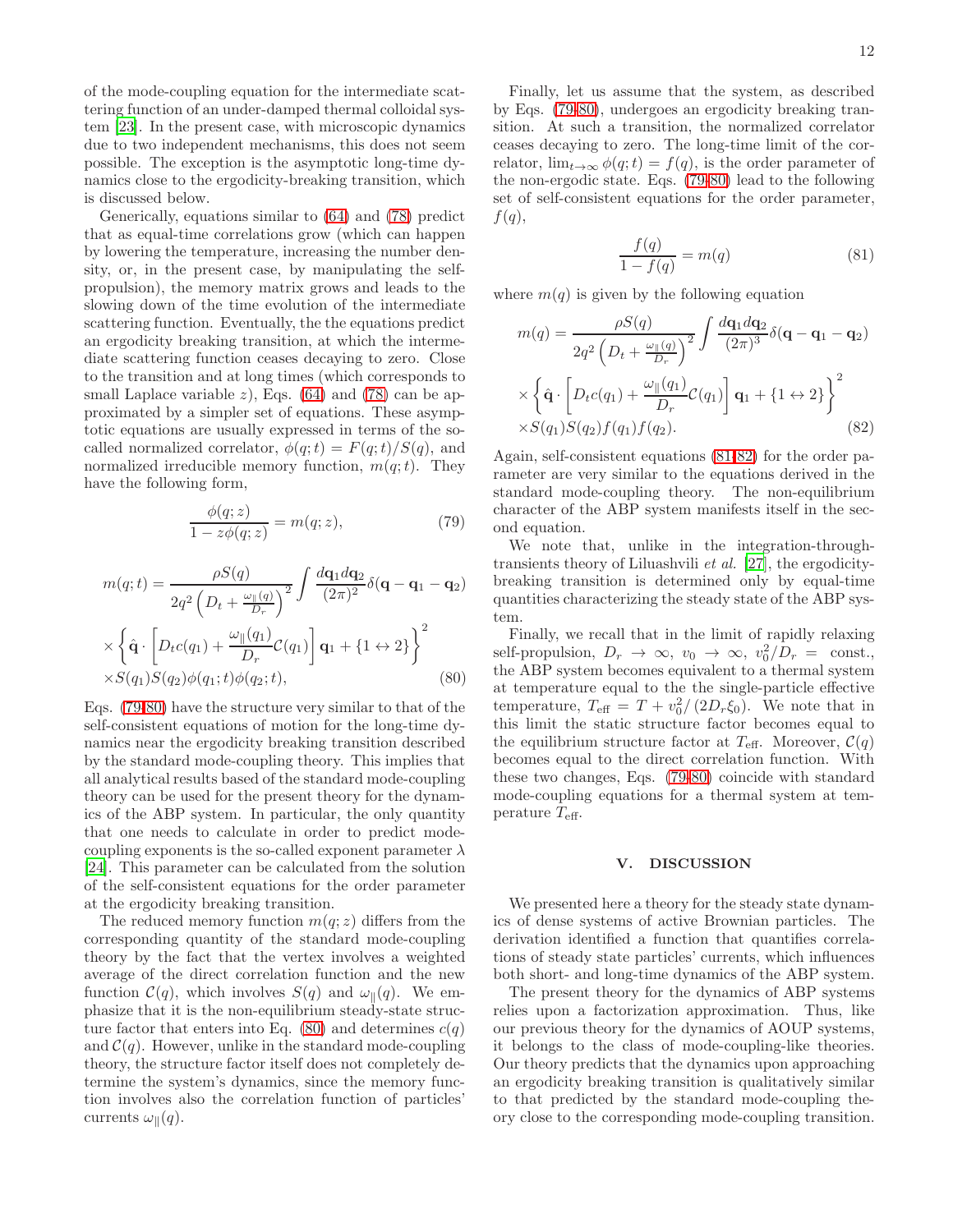of the mode-coupling equation for the intermediate scattering function of an under-damped thermal colloidal system [23]. In the present case, with microscopic dynamics due to two independent mechanisms, this does not seem possible. The exception is the asymptotic long-time dynamics close to the ergodicity-breaking transition, which is discussed below.

Generically, equations similar to (64) and (78) predict that as equal-time correlations grow (which can happen by lowering the temperature, increasing the number density, or, in the present case, by manipulating the self-propulsion), the memory matrix grows and leads to the slowing down of the time evolution of the intermediate scattering function. Eventually, the the equations predict an ergodicity breaking transition, at which the intermediate scattering function ceases decaying to zero. Close to the transition and at long times (which corresponds to small Laplace variable $z$), Eqs. (64) and (78) can be approximated by a simpler set of equations. These asymptotic equations are usually expressed in terms of the so-called normalized correlator, $\phi(q;t) = F(q;t)/S(q)$, and normalized irreducible memory function, $m(q;t)$. They have the following form,

$$\frac{\phi(q;z)}{1 - z\phi(q;z)} = m(q;z), \tag{79}$$

$$m(q;t) = \frac{\rho S(q)}{2q^2\left(D_t + \frac{\omega_\parallel(q)}{D_r}\right)^2} \int \frac{d\mathbf{q}_1 d\mathbf{q}_2}{(2\pi)^2} \delta(\mathbf{q} - \mathbf{q}_1 - \mathbf{q}_2) \times \left\{ \hat{\mathbf{q}} \cdot \left[ D_t c(q_1) + \frac{\omega_\parallel(q_1)}{D_r} \mathcal{C}(q_1) \right] \mathbf{q}_1 + \{1 \leftrightarrow 2\} \right\}^2 \times S(q_1) S(q_2) \phi(q_1;t) \phi(q_2;t), \tag{80}$$

Eqs. (79-80) have the structure very similar to that of the self-consistent equations of motion for the long-time dynamics near the ergodicity breaking transition described by the standard mode-coupling theory. This implies that all analytical results based of the standard mode-coupling theory can be used for the present theory for the dynamics of the ABP system. In particular, the only quantity that one needs to calculate in order to predict mode-coupling exponents is the so-called exponent parameter $\lambda$ [24]. This parameter can be calculated from the solution of the self-consistent equations for the order parameter at the ergodicity breaking transition.

The reduced memory function $m(q;z)$ differs from the corresponding quantity of the standard mode-coupling theory by the fact that the vertex involves a weighted average of the direct correlation function and the new function $\mathcal{C}(q)$, which involves $S(q)$ and $\omega_\parallel(q)$. We emphasize that it is the non-equilibrium steady-state structure factor that enters into Eq. (80) and determines $c(q)$ and $\mathcal{C}(q)$. However, unlike in the standard mode-coupling theory, the structure factor itself does not completely determine the system's dynamics, since the memory function involves also the correlation function of particles' currents $\omega_\parallel(q)$.

Finally, let us assume that the system, as described by Eqs. (79-80), undergoes an ergodicity breaking transition. At such a transition, the normalized correlator ceases decaying to zero. The long-time limit of the correlator, $\lim_{t\to\infty} \phi(q;t) = f(q)$, is the order parameter of the non-ergodic state. Eqs. (79-80) lead to the following set of self-consistent equations for the order parameter, $f(q)$,

$$\frac{f(q)}{1 - f(q)} = m(q) \tag{81}$$

where $m(q)$ is given by the following equation

$$m(q) = \frac{\rho S(q)}{2q^2\left(D_t + \frac{\omega_\parallel(q)}{D_r}\right)^2} \int \frac{d\mathbf{q}_1 d\mathbf{q}_2}{(2\pi)^3} \delta(\mathbf{q} - \mathbf{q}_1 - \mathbf{q}_2) \times \left\{ \hat{\mathbf{q}} \cdot \left[ D_t c(q_1) + \frac{\omega_\parallel(q_1)}{D_r} \mathcal{C}(q_1) \right] \mathbf{q}_1 + \{1 \leftrightarrow 2\} \right\}^2 \times S(q_1) S(q_2) f(q_1) f(q_2). \tag{82}$$

Again, self-consistent equations (81-82) for the order parameter are very similar to the equations derived in the standard mode-coupling theory. The non-equilibrium character of the ABP system manifests itself in the second equation.

We note that, unlike in the integration-through-transients theory of Liluashvili *et al.* [27], the ergodicity-breaking transition is determined only by equal-time quantities characterizing the steady state of the ABP system.

Finally, we recall that in the limit of rapidly relaxing self-propulsion, $D_r \to \infty$, $v_0 \to \infty$, $v_0^2/D_r =$ const., the ABP system becomes equivalent to a thermal system at temperature equal to the the single-particle effective temperature, $T_{\text{eff}} = T + v_0^2/(2D_r\xi_0)$. We note that in this limit the static structure factor becomes equal to the equilibrium structure factor at $T_{\text{eff}}$. Moreover, $\mathcal{C}(q)$ becomes equal to the direct correlation function. With these two changes, Eqs. (79-80) coincide with standard mode-coupling equations for a thermal system at temperature $T_{\text{eff}}$.

## V. DISCUSSION

We presented here a theory for the steady state dynamics of dense systems of active Brownian particles. The derivation identified a function that quantifies correlations of steady state particles' currents, which influences both short- and long-time dynamics of the ABP system.

The present theory for the dynamics of ABP systems relies upon a factorization approximation. Thus, like our previous theory for the dynamics of AOUP systems, it belongs to the class of mode-coupling-like theories. Our theory predicts that the dynamics upon approaching an ergodicity breaking transition is qualitatively similar to that predicted by the standard mode-coupling theory close to the corresponding mode-coupling transition.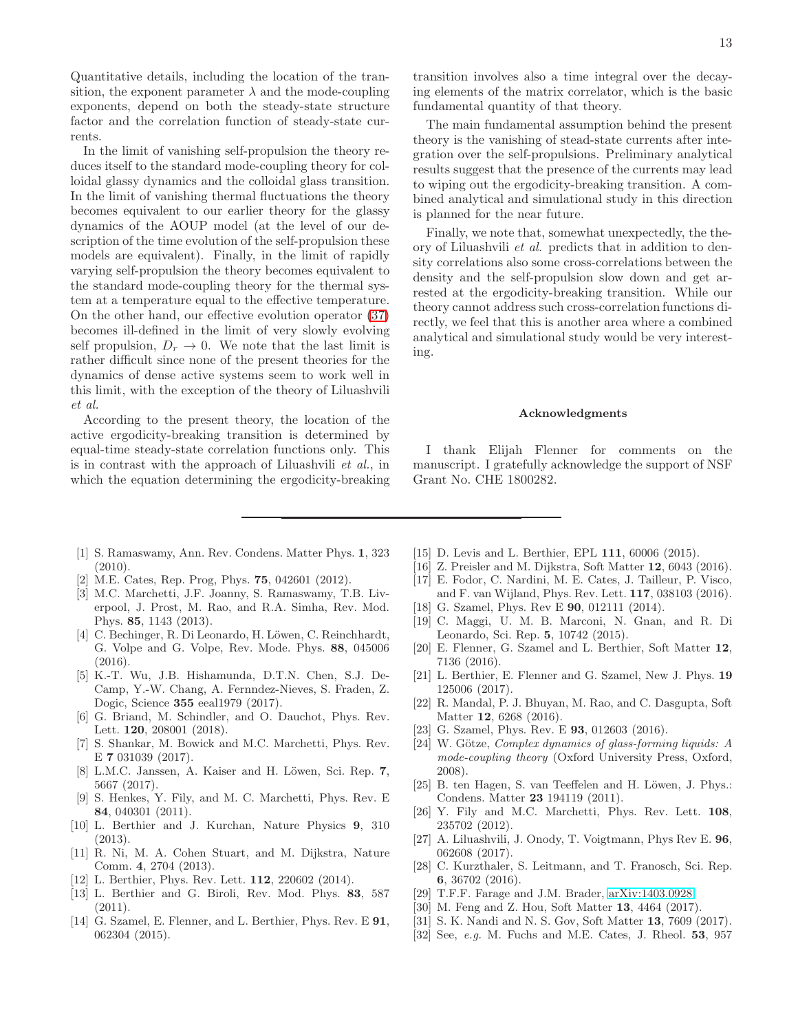Quantitative details, including the location of the transition, the exponent parameter $\lambda$ and the mode-coupling exponents, depend on both the steady-state structure factor and the correlation function of steady-state currents.

In the limit of vanishing self-propulsion the theory reduces itself to the standard mode-coupling theory for colloidal glassy dynamics and the colloidal glass transition. In the limit of vanishing thermal fluctuations the theory becomes equivalent to our earlier theory for the glassy dynamics of the AOUP model (at the level of our description of the time evolution of the self-propulsion these models are equivalent). Finally, in the limit of rapidly varying self-propulsion the theory becomes equivalent to the standard mode-coupling theory for the thermal system at a temperature equal to the effective temperature. On the other hand, our effective evolution operator (37) becomes ill-defined in the limit of very slowly evolving self propulsion, $D_r \to 0$. We note that the last limit is rather difficult since none of the present theories for the dynamics of dense active systems seem to work well in this limit, with the exception of the theory of Liluashvili *et al.*

According to the present theory, the location of the active ergodicity-breaking transition is determined by equal-time steady-state correlation functions only. This is in contrast with the approach of Liluashvili *et al.*, in which the equation determining the ergodicity-breaking transition involves also a time integral over the decaying elements of the matrix correlator, which is the basic fundamental quantity of that theory.

The main fundamental assumption behind the present theory is the vanishing of stead-state currents after integration over the self-propulsions. Preliminary analytical results suggest that the presence of the currents may lead to wiping out the ergodicity-breaking transition. A combined analytical and simulational study in this direction is planned for the near future.

Finally, we note that, somewhat unexpectedly, the theory of Liluashvili *et al.* predicts that in addition to density correlations also some cross-correlations between the density and the self-propulsion slow down and get arrested at the ergodicity-breaking transition. While our theory cannot address such cross-correlation functions directly, we feel that this is another area where a combined analytical and simulational study would be very interesting.

## Acknowledgments

I thank Elijah Flenner for comments on the manuscript. I gratefully acknowledge the support of NSF Grant No. CHE 1800282.

---

[1] S. Ramaswamy, Ann. Rev. Condens. Matter Phys. **1**, 323 (2010).
[2] M.E. Cates, Rep. Prog, Phys. **75**, 042601 (2012).
[3] M.C. Marchetti, J.F. Joanny, S. Ramaswamy, T.B. Liverpool, J. Prost, M. Rao, and R.A. Simha, Rev. Mod. Phys. **85**, 1143 (2013).
[4] C. Bechinger, R. Di Leonardo, H. Löwen, C. Reinchhardt, G. Volpe and G. Volpe, Rev. Mode. Phys. **88**, 045006 (2016).
[5] K.-T. Wu, J.B. Hishamunda, D.T.N. Chen, S.J. DeCamp, Y.-W. Chang, A. Fernndez-Nieves, S. Fraden, Z. Dogic, Science **355** eeal1979 (2017).
[6] G. Briand, M. Schindler, and O. Dauchot, Phys. Rev. Lett. **120**, 208001 (2018).
[7] S. Shankar, M. Bowick and M.C. Marchetti, Phys. Rev. E **7** 031039 (2017).
[8] L.M.C. Janssen, A. Kaiser and H. Löwen, Sci. Rep. **7**, 5667 (2017).
[9] S. Henkes, Y. Fily, and M. C. Marchetti, Phys. Rev. E **84**, 040301 (2011).
[10] L. Berthier and J. Kurchan, Nature Physics **9**, 310 (2013).
[11] R. Ni, M. A. Cohen Stuart, and M. Dijkstra, Nature Comm. **4**, 2704 (2013).
[12] L. Berthier, Phys. Rev. Lett. **112**, 220602 (2014).
[13] L. Berthier and G. Biroli, Rev. Mod. Phys. **83**, 587 (2011).
[14] G. Szamel, E. Flenner, and L. Berthier, Phys. Rev. E **91**, 062304 (2015).
[15] D. Levis and L. Berthier, EPL **111**, 60006 (2015).
[16] Z. Preisler and M. Dijkstra, Soft Matter **12**, 6043 (2016).
[17] E. Fodor, C. Nardini, M. E. Cates, J. Tailleur, P. Visco, and F. van Wijland, Phys. Rev. Lett. **117**, 038103 (2016).
[18] G. Szamel, Phys. Rev E **90**, 012111 (2014).
[19] C. Maggi, U. M. B. Marconi, N. Gnan, and R. Di Leonardo, Sci. Rep. **5**, 10742 (2015).
[20] E. Flenner, G. Szamel and L. Berthier, Soft Matter **12**, 7136 (2016).
[21] L. Berthier, E. Flenner and G. Szamel, New J. Phys. **19** 125006 (2017).
[22] R. Mandal, P. J. Bhuyan, M. Rao, and C. Dasgupta, Soft Matter **12**, 6268 (2016).
[23] G. Szamel, Phys. Rev. E **93**, 012603 (2016).
[24] W. Götze, *Complex dynamics of glass-forming liquids: A mode-coupling theory* (Oxford University Press, Oxford, 2008).
[25] B. ten Hagen, S. van Teeffelen and H. Löwen, J. Phys.: Condens. Matter **23** 194119 (2011).
[26] Y. Fily and M.C. Marchetti, Phys. Rev. Lett. **108**, 235702 (2012).
[27] A. Liluashvili, J. Onody, T. Voigtmann, Phys Rev E. **96**, 062608 (2017).
[28] C. Kurzthaler, S. Leitmann, and T. Franosch, Sci. Rep. **6**, 36702 (2016).
[29] T.F.F. Farage and J.M. Brader, arXiv:1403.0928
[30] M. Feng and Z. Hou, Soft Matter **13**, 4464 (2017).
[31] S. K. Nandi and N. S. Gov, Soft Matter **13**, 7609 (2017).
[32] See, *e.g.* M. Fuchs and M.E. Cates, J. Rheol. **53**, 957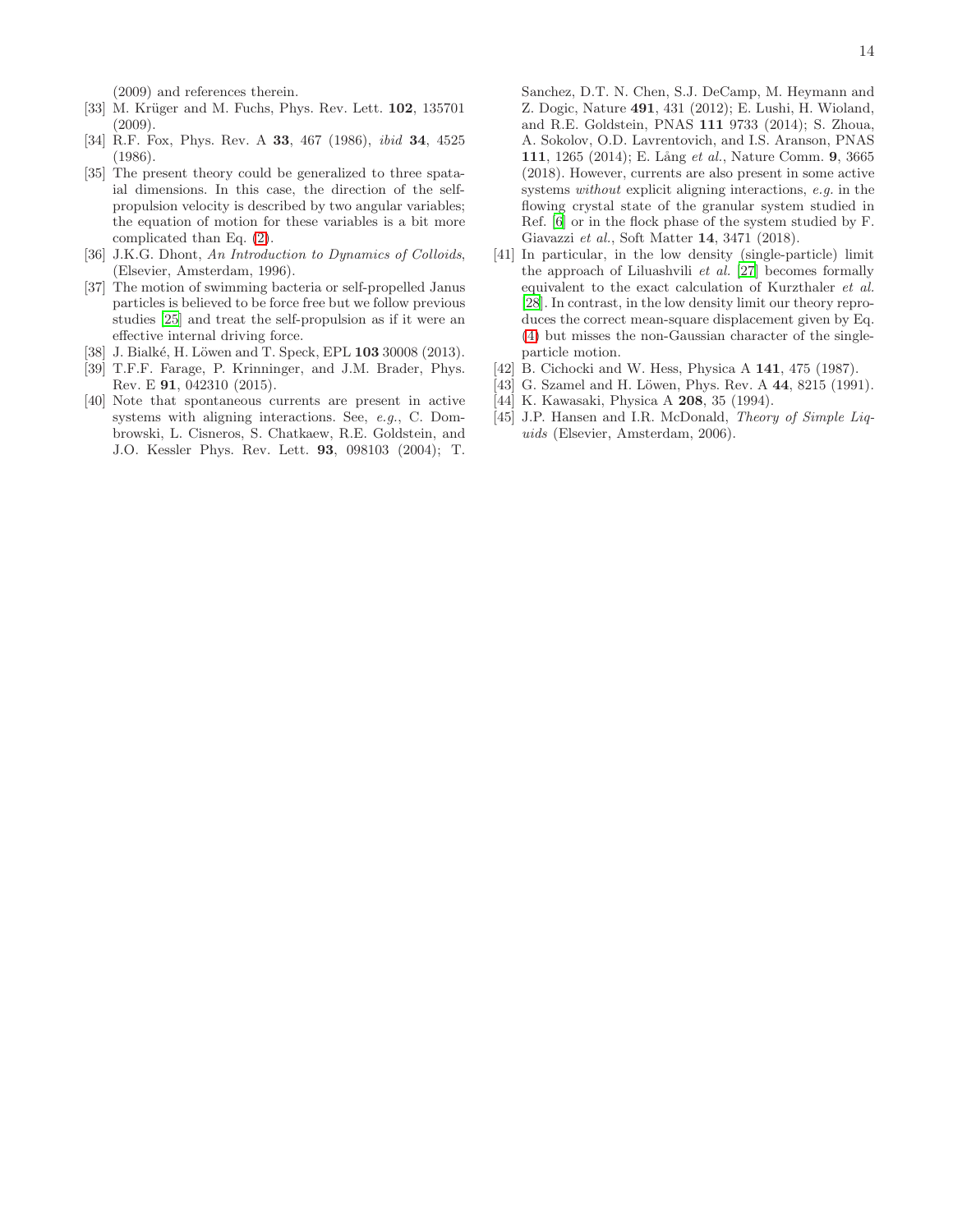(2009) and references therein.

[33] M. Krüger and M. Fuchs, Phys. Rev. Lett. **102**, 135701 (2009).

[34] R.F. Fox, Phys. Rev. A **33**, 467 (1986), *ibid* **34**, 4525 (1986).

[35] The present theory could be generalized to three spataial dimensions. In this case, the direction of the self-propulsion velocity is described by two angular variables; the equation of motion for these variables is a bit more complicated than Eq. (2).

[36] J.K.G. Dhont, *An Introduction to Dynamics of Colloids*, (Elsevier, Amsterdam, 1996).

[37] The motion of swimming bacteria or self-propelled Janus particles is believed to be force free but we follow previous studies [25] and treat the self-propulsion as if it were an effective internal driving force.

[38] J. Bialké, H. Löwen and T. Speck, EPL **103** 30008 (2013).

[39] T.F.F. Farage, P. Krinninger, and J.M. Brader, Phys. Rev. E **91**, 042310 (2015).

[40] Note that spontaneous currents are present in active systems with aligning interactions. See, *e.g.*, C. Dombrowski, L. Cisneros, S. Chatkaew, R.E. Goldstein, and J.O. Kessler Phys. Rev. Lett. **93**, 098103 (2004); T. Sanchez, D.T. N. Chen, S.J. DeCamp, M. Heymann and Z. Dogic, Nature **491**, 431 (2012); E. Lushi, H. Wioland, and R.E. Goldstein, PNAS **111** 9733 (2014); S. Zhoua, A. Sokolov, O.D. Lavrentovich, and I.S. Aranson, PNAS **111**, 1265 (2014); E. Lång *et al.*, Nature Comm. **9**, 3665 (2018). However, currents are also present in some active systems *without* explicit aligning interactions, *e.g.* in the flowing crystal state of the granular system studied in Ref. [6] or in the flock phase of the system studied by F. Giavazzi *et al.*, Soft Matter **14**, 3471 (2018).

[41] In particular, in the low density (single-particle) limit the approach of Liluashvili *et al.* [27] becomes formally equivalent to the exact calculation of Kurzthaler *et al.* [28]. In contrast, in the low density limit our theory reproduces the correct mean-square displacement given by Eq. (4) but misses the non-Gaussian character of the single-particle motion.

[42] B. Cichocki and W. Hess, Physica A **141**, 475 (1987).

[43] G. Szamel and H. Löwen, Phys. Rev. A **44**, 8215 (1991).

[44] K. Kawasaki, Physica A **208**, 35 (1994).

[45] J.P. Hansen and I.R. McDonald, *Theory of Simple Liquids* (Elsevier, Amsterdam, 2006).